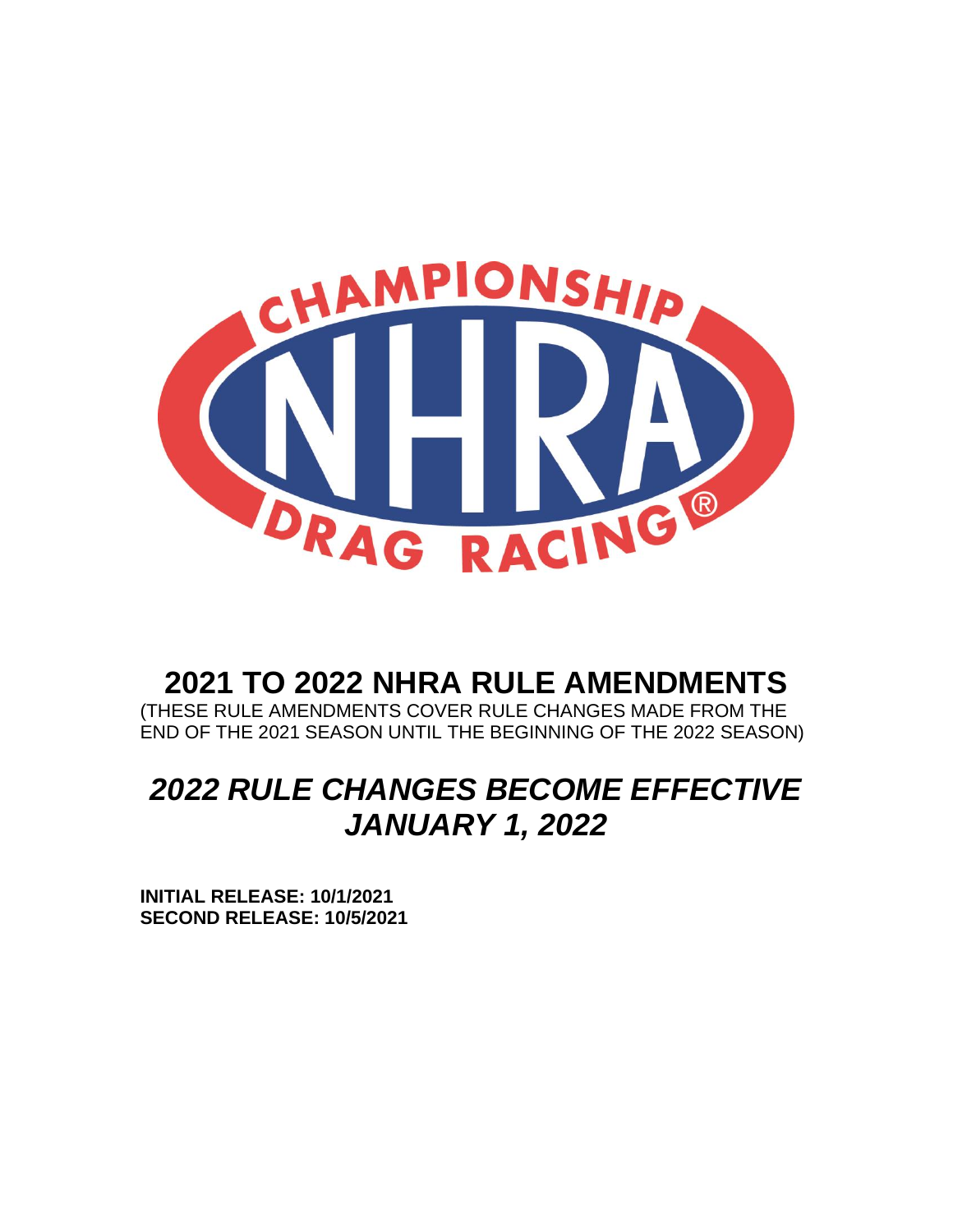# 2021 TO 2022 NHRA RULE AMENDMENTS

(THESE RULE AMENDMENTS COVER RULE CHANGES MADE FROM THE END OF THE 2021 SEASON UNTIL THE BEGINNING OF THE 2022 SEASON)

## *2022 RULE CHANGES BECOME EFFECTIVE JANUARY 1, 2022*

**INITIAL RELEASE: 10/1/2021**
**SECOND RELEASE: 10/5/2021**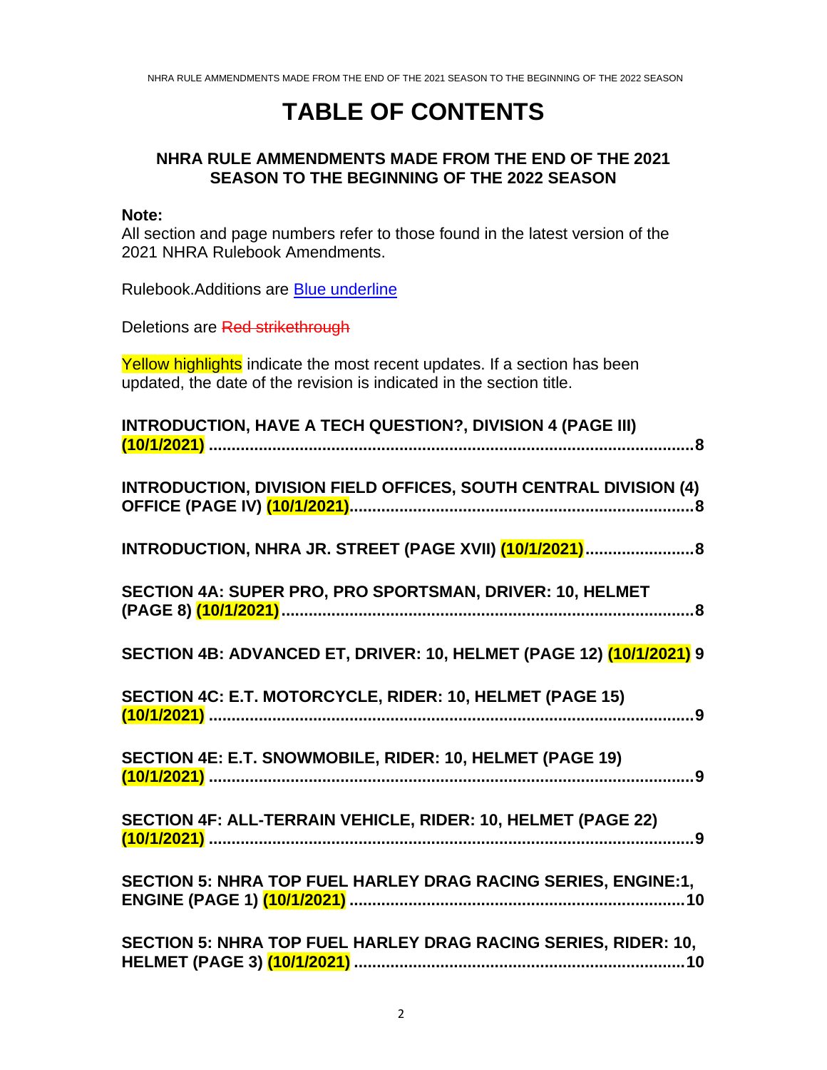# TABLE OF CONTENTS

**NHRA RULE AMMENDMENTS MADE FROM THE END OF THE 2021 SEASON TO THE BEGINNING OF THE 2022 SEASON**

**Note:**
All section and page numbers refer to those found in the latest version of the 2021 NHRA Rulebook Amendments.

Rulebook.Additions are Blue underline

Deletions are ~~Red strikethrough~~

Yellow highlights indicate the most recent updates. If a section has been updated, the date of the revision is indicated in the section title.

**INTRODUCTION, HAVE A TECH QUESTION?, DIVISION 4 (PAGE III) (10/1/2021) ....... 8**

**INTRODUCTION, DIVISION FIELD OFFICES, SOUTH CENTRAL DIVISION (4) OFFICE (PAGE IV) (10/1/2021)....... 8**

**INTRODUCTION, NHRA JR. STREET (PAGE XVII) (10/1/2021)....... 8**

**SECTION 4A: SUPER PRO, PRO SPORTSMAN, DRIVER: 10, HELMET (PAGE 8) (10/1/2021)....... 8**

**SECTION 4B: ADVANCED ET, DRIVER: 10, HELMET (PAGE 12) (10/1/2021) 9**

**SECTION 4C: E.T. MOTORCYCLE, RIDER: 10, HELMET (PAGE 15) (10/1/2021) ....... 9**

**SECTION 4E: E.T. SNOWMOBILE, RIDER: 10, HELMET (PAGE 19) (10/1/2021) ....... 9**

**SECTION 4F: ALL-TERRAIN VEHICLE, RIDER: 10, HELMET (PAGE 22) (10/1/2021) ....... 9**

**SECTION 5: NHRA TOP FUEL HARLEY DRAG RACING SERIES, ENGINE:1, ENGINE (PAGE 1) (10/1/2021) ....... 10**

**SECTION 5: NHRA TOP FUEL HARLEY DRAG RACING SERIES, RIDER: 10, HELMET (PAGE 3) (10/1/2021) ....... 10**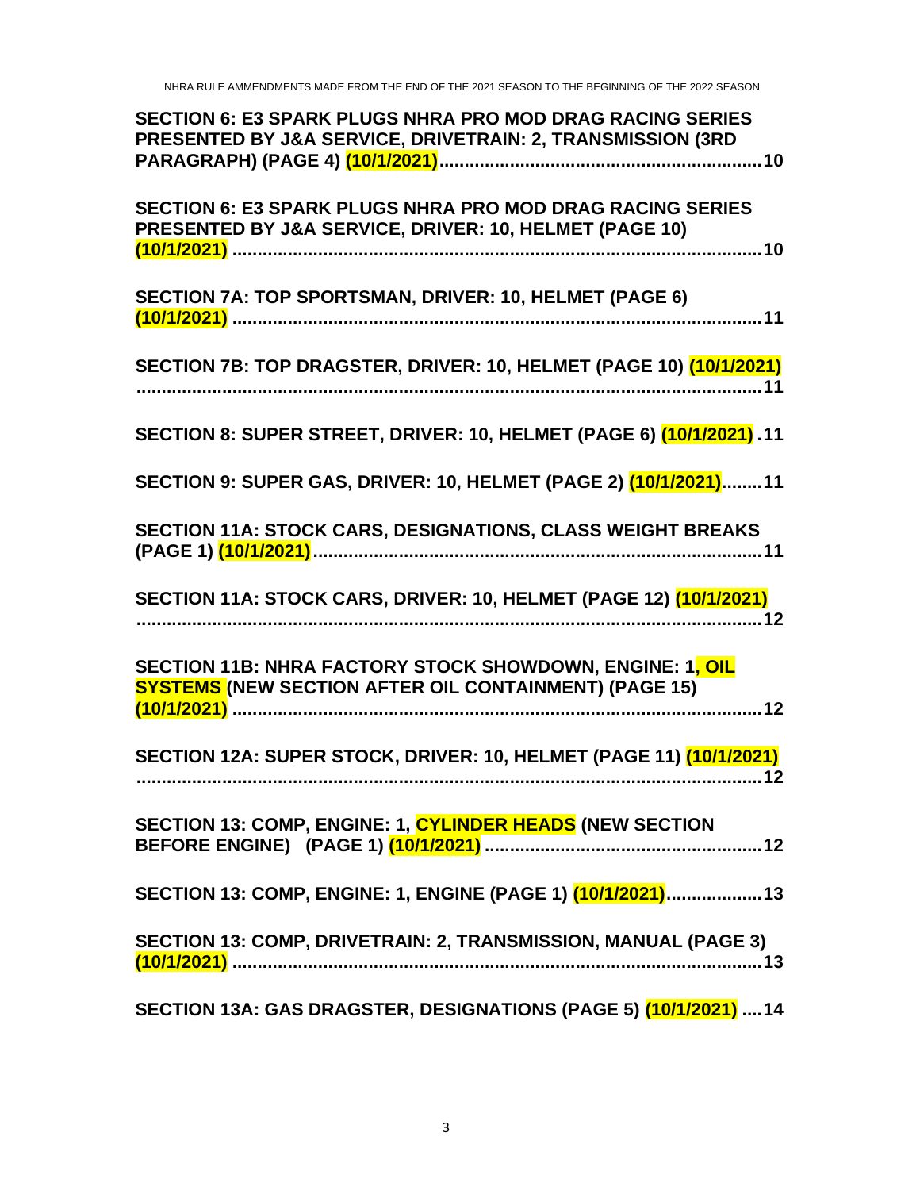**SECTION 6: E3 SPARK PLUGS NHRA PRO MOD DRAG RACING SERIES PRESENTED BY J&A SERVICE, DRIVETRAIN: 2, TRANSMISSION (3RD PARAGRAPH) (PAGE 4) (10/1/2021)**......10

**SECTION 6: E3 SPARK PLUGS NHRA PRO MOD DRAG RACING SERIES PRESENTED BY J&A SERVICE, DRIVER: 10, HELMET (PAGE 10) (10/1/2021)**......10

**SECTION 7A: TOP SPORTSMAN, DRIVER: 10, HELMET (PAGE 6) (10/1/2021)**......11

**SECTION 7B: TOP DRAGSTER, DRIVER: 10, HELMET (PAGE 10) (10/1/2021)**......11

**SECTION 8: SUPER STREET, DRIVER: 10, HELMET (PAGE 6) (10/1/2021)**......11

**SECTION 9: SUPER GAS, DRIVER: 10, HELMET (PAGE 2) (10/1/2021)**......11

**SECTION 11A: STOCK CARS, DESIGNATIONS, CLASS WEIGHT BREAKS (PAGE 1) (10/1/2021)**......11

**SECTION 11A: STOCK CARS, DRIVER: 10, HELMET (PAGE 12) (10/1/2021)**......12

**SECTION 11B: NHRA FACTORY STOCK SHOWDOWN, ENGINE: 1, OIL SYSTEMS (NEW SECTION AFTER OIL CONTAINMENT) (PAGE 15) (10/1/2021)**......12

**SECTION 12A: SUPER STOCK, DRIVER: 10, HELMET (PAGE 11) (10/1/2021)**......12

**SECTION 13: COMP, ENGINE: 1, CYLINDER HEADS (NEW SECTION BEFORE ENGINE) (PAGE 1) (10/1/2021)**......12

**SECTION 13: COMP, ENGINE: 1, ENGINE (PAGE 1) (10/1/2021)**......13

**SECTION 13: COMP, DRIVETRAIN: 2, TRANSMISSION, MANUAL (PAGE 3) (10/1/2021)**......13

**SECTION 13A: GAS DRAGSTER, DESIGNATIONS (PAGE 5) (10/1/2021)**......14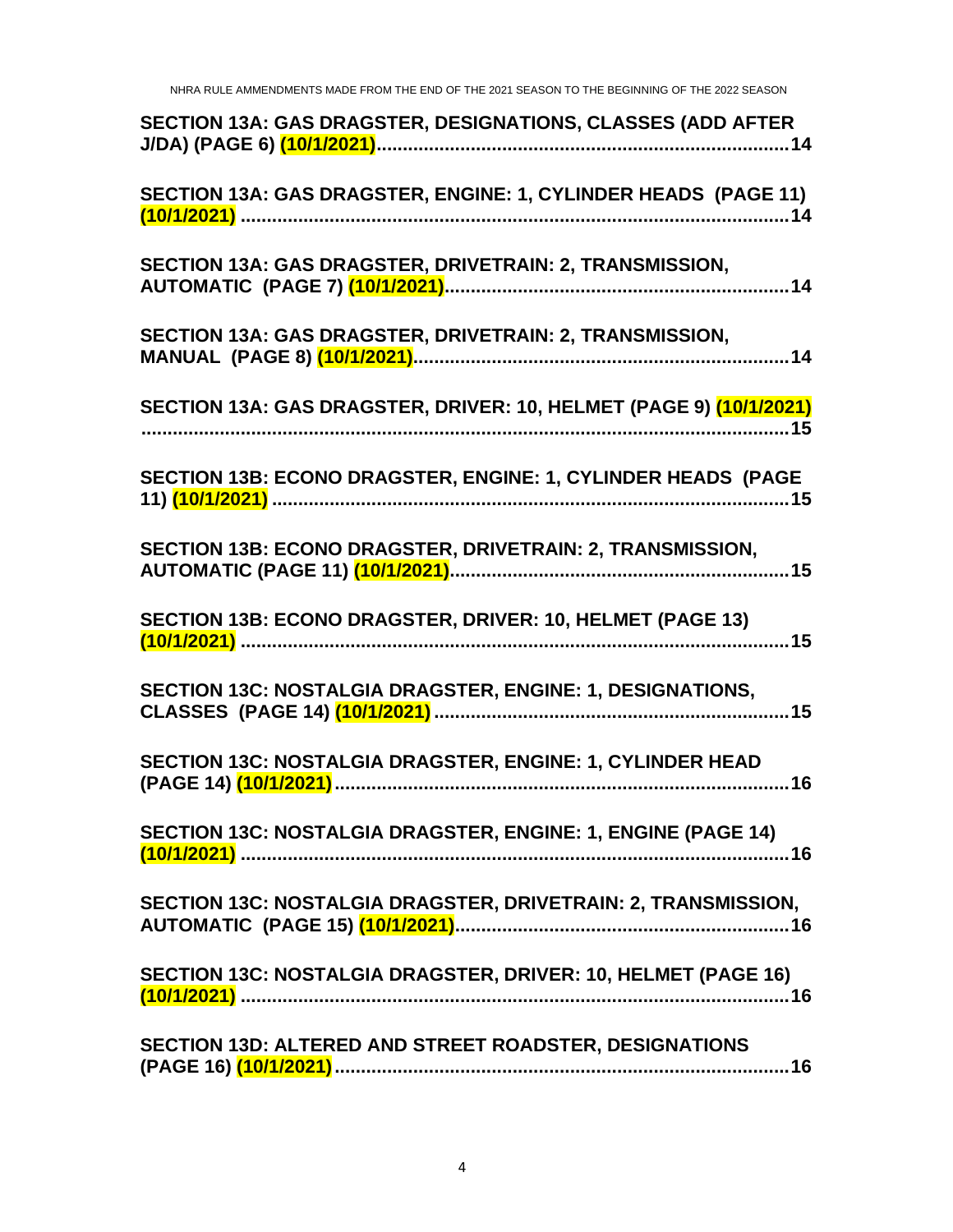**SECTION 13A: GAS DRAGSTER, DESIGNATIONS, CLASSES (ADD AFTER J/DA) (PAGE 6) (10/1/2021)......................................................................................14**

**SECTION 13A: GAS DRAGSTER, ENGINE: 1, CYLINDER HEADS (PAGE 11) (10/1/2021) ......................................................................................................14**

**SECTION 13A: GAS DRAGSTER, DRIVETRAIN: 2, TRANSMISSION, AUTOMATIC (PAGE 7) (10/1/2021)...............................................................14**

**SECTION 13A: GAS DRAGSTER, DRIVETRAIN: 2, TRANSMISSION, MANUAL (PAGE 8) (10/1/2021).....................................................................14**

**SECTION 13A: GAS DRAGSTER, DRIVER: 10, HELMET (PAGE 9) (10/1/2021) ........................................................................................................................15**

**SECTION 13B: ECONO DRAGSTER, ENGINE: 1, CYLINDER HEADS (PAGE 11) (10/1/2021) .................................................................................................15**

**SECTION 13B: ECONO DRAGSTER, DRIVETRAIN: 2, TRANSMISSION, AUTOMATIC (PAGE 11) (10/1/2021)..............................................................15**

**SECTION 13B: ECONO DRAGSTER, DRIVER: 10, HELMET (PAGE 13) (10/1/2021) ......................................................................................................15**

**SECTION 13C: NOSTALGIA DRAGSTER, ENGINE: 1, DESIGNATIONS, CLASSES (PAGE 14) (10/1/2021) ..................................................................15**

**SECTION 13C: NOSTALGIA DRAGSTER, ENGINE: 1, CYLINDER HEAD (PAGE 14) (10/1/2021)....................................................................................16**

**SECTION 13C: NOSTALGIA DRAGSTER, ENGINE: 1, ENGINE (PAGE 14) (10/1/2021) ......................................................................................................16**

**SECTION 13C: NOSTALGIA DRAGSTER, DRIVETRAIN: 2, TRANSMISSION, AUTOMATIC (PAGE 15) (10/1/2021)..............................................................16**

**SECTION 13C: NOSTALGIA DRAGSTER, DRIVER: 10, HELMET (PAGE 16) (10/1/2021) ......................................................................................................16**

**SECTION 13D: ALTERED AND STREET ROADSTER, DESIGNATIONS (PAGE 16) (10/1/2021)....................................................................................16**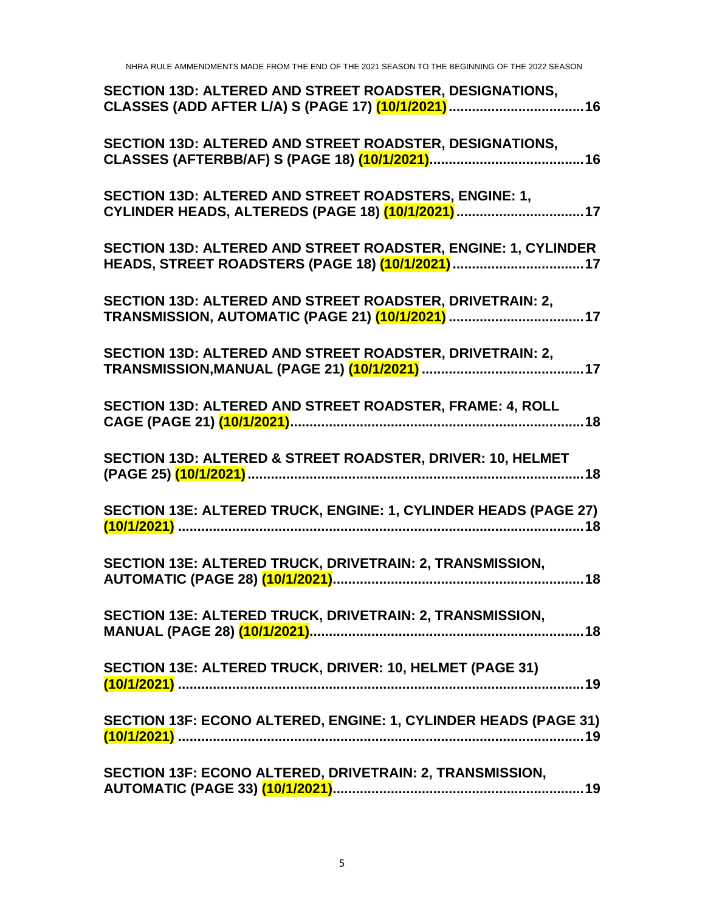**SECTION 13D: ALTERED AND STREET ROADSTER, DESIGNATIONS, CLASSES (ADD AFTER L/A) S (PAGE 17) (10/1/2021) ....................................16**

**SECTION 13D: ALTERED AND STREET ROADSTER, DESIGNATIONS, CLASSES (AFTERBB/AF) S (PAGE 18) (10/1/2021)........................................16**

**SECTION 13D: ALTERED AND STREET ROADSTERS, ENGINE: 1, CYLINDER HEADS, ALTEREDS (PAGE 18) (10/1/2021) .................................17**

**SECTION 13D: ALTERED AND STREET ROADSTER, ENGINE: 1, CYLINDER HEADS, STREET ROADSTERS (PAGE 18) (10/1/2021) .................................17**

**SECTION 13D: ALTERED AND STREET ROADSTER, DRIVETRAIN: 2, TRANSMISSION, AUTOMATIC (PAGE 21) (10/1/2021) ..................................17**

**SECTION 13D: ALTERED AND STREET ROADSTER, DRIVETRAIN: 2, TRANSMISSION,MANUAL (PAGE 21) (10/1/2021) .........................................17**

**SECTION 13D: ALTERED AND STREET ROADSTER, FRAME: 4, ROLL CAGE (PAGE 21) (10/1/2021)............................................................................18**

**SECTION 13D: ALTERED & STREET ROADSTER, DRIVER: 10, HELMET (PAGE 25) (10/1/2021)......................................................................................18**

**SECTION 13E: ALTERED TRUCK, ENGINE: 1, CYLINDER HEADS (PAGE 27) (10/1/2021) .........................................................................................................18**

**SECTION 13E: ALTERED TRUCK, DRIVETRAIN: 2, TRANSMISSION, AUTOMATIC (PAGE 28) (10/1/2021)................................................................18**

**SECTION 13E: ALTERED TRUCK, DRIVETRAIN: 2, TRANSMISSION, MANUAL (PAGE 28) (10/1/2021).....................................................................18**

**SECTION 13E: ALTERED TRUCK, DRIVER: 10, HELMET (PAGE 31) (10/1/2021) .........................................................................................................19**

**SECTION 13F: ECONO ALTERED, ENGINE: 1, CYLINDER HEADS (PAGE 31) (10/1/2021) .........................................................................................................19**

**SECTION 13F: ECONO ALTERED, DRIVETRAIN: 2, TRANSMISSION, AUTOMATIC (PAGE 33) (10/1/2021)................................................................19**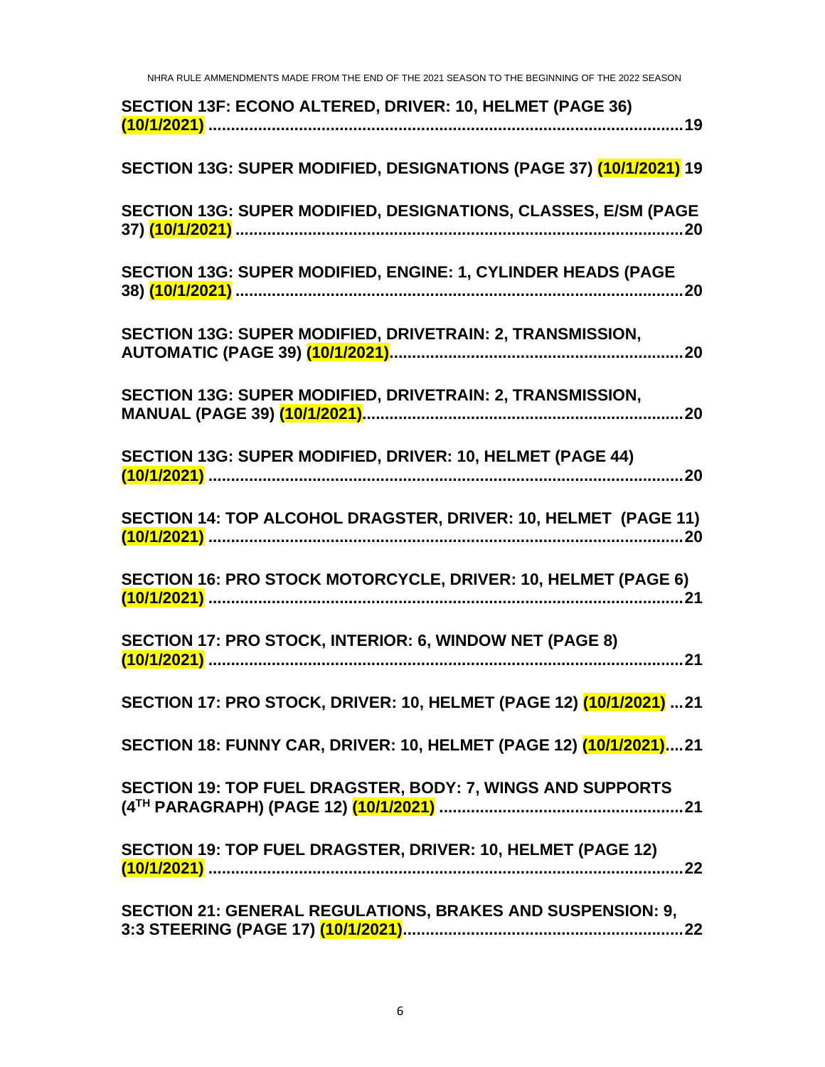**SECTION 13F: ECONO ALTERED, DRIVER: 10, HELMET (PAGE 36) (10/1/2021) .......................................................................................................19**

**SECTION 13G: SUPER MODIFIED, DESIGNATIONS (PAGE 37) (10/1/2021) 19**

**SECTION 13G: SUPER MODIFIED, DESIGNATIONS, CLASSES, E/SM (PAGE 37) (10/1/2021) ..............................................................................................20**

**SECTION 13G: SUPER MODIFIED, ENGINE: 1, CYLINDER HEADS (PAGE 38) (10/1/2021) ..............................................................................................20**

**SECTION 13G: SUPER MODIFIED, DRIVETRAIN: 2, TRANSMISSION, AUTOMATIC (PAGE 39) (10/1/2021)................................................................20**

**SECTION 13G: SUPER MODIFIED, DRIVETRAIN: 2, TRANSMISSION, MANUAL (PAGE 39) (10/1/2021).......................................................................20**

**SECTION 13G: SUPER MODIFIED, DRIVER: 10, HELMET (PAGE 44) (10/1/2021) .......................................................................................................20**

**SECTION 14: TOP ALCOHOL DRAGSTER, DRIVER: 10, HELMET (PAGE 11) (10/1/2021) .......................................................................................................20**

**SECTION 16: PRO STOCK MOTORCYCLE, DRIVER: 10, HELMET (PAGE 6) (10/1/2021) .......................................................................................................21**

**SECTION 17: PRO STOCK, INTERIOR: 6, WINDOW NET (PAGE 8) (10/1/2021) .......................................................................................................21**

**SECTION 17: PRO STOCK, DRIVER: 10, HELMET (PAGE 12) (10/1/2021) ...21**

**SECTION 18: FUNNY CAR, DRIVER: 10, HELMET (PAGE 12) (10/1/2021)....21**

**SECTION 19: TOP FUEL DRAGSTER, BODY: 7, WINGS AND SUPPORTS (4TH PARAGRAPH) (PAGE 12) (10/1/2021) ......................................................21**

**SECTION 19: TOP FUEL DRAGSTER, DRIVER: 10, HELMET (PAGE 12) (10/1/2021) .......................................................................................................22**

**SECTION 21: GENERAL REGULATIONS, BRAKES AND SUSPENSION: 9, 3:3 STEERING (PAGE 17) (10/1/2021)...........................................................22**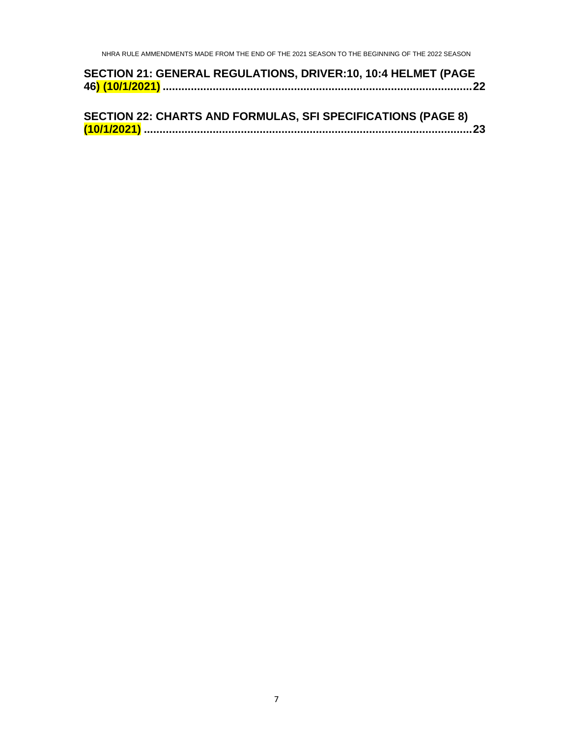**SECTION 21: GENERAL REGULATIONS, DRIVER:10, 10:4 HELMET (PAGE 46) (10/1/2021) ....................................................................................................22**

**SECTION 22: CHARTS AND FORMULAS, SFI SPECIFICATIONS (PAGE 8) (10/1/2021) ....................................................................................................23**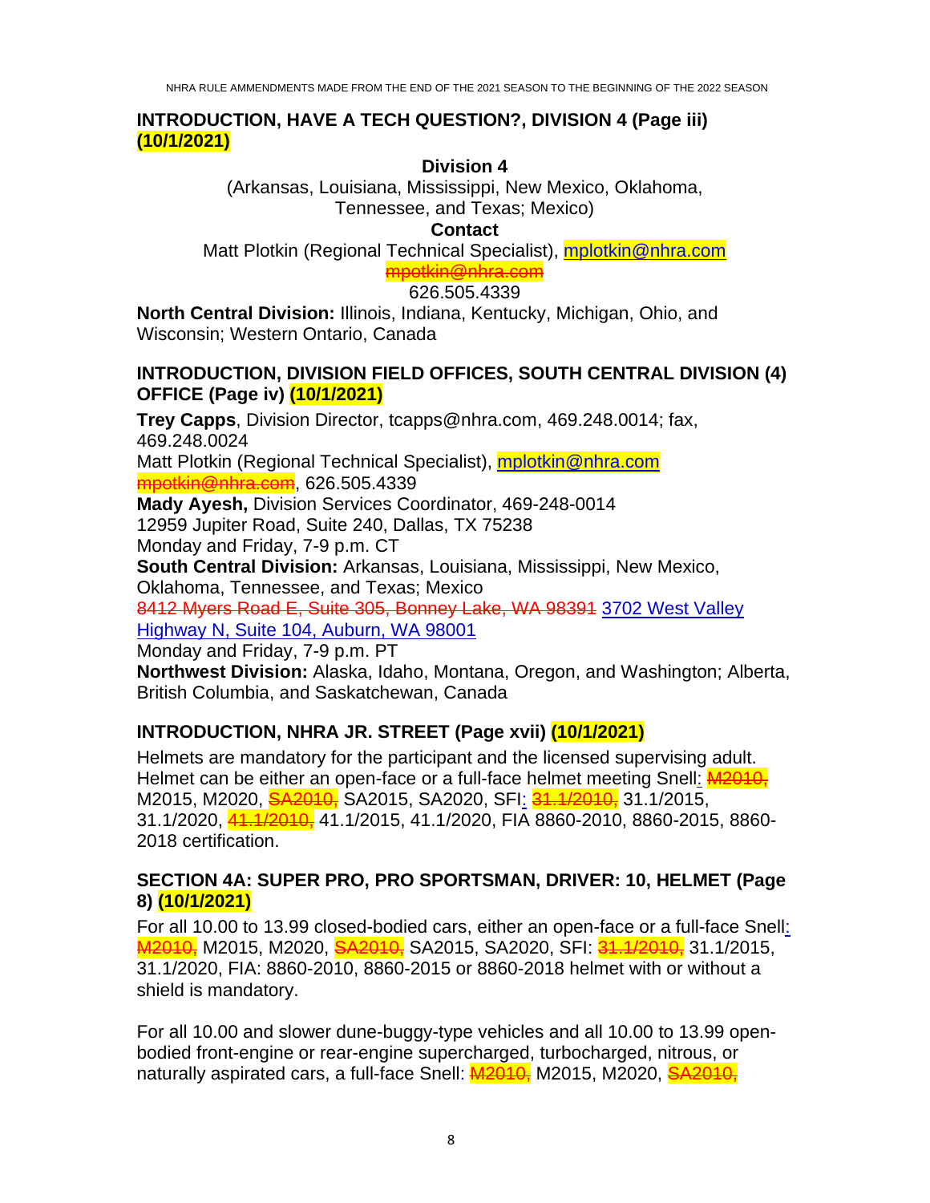## INTRODUCTION, HAVE A TECH QUESTION?, DIVISION 4 (Page iii) (10/1/2021)

**Division 4**

(Arkansas, Louisiana, Mississippi, New Mexico, Oklahoma, Tennessee, and Texas; Mexico)

**Contact**

Matt Plotkin (Regional Technical Specialist), mplotkin@nhra.com ~~mpotkin@nhra.com~~

626.505.4339

**North Central Division:** Illinois, Indiana, Kentucky, Michigan, Ohio, and Wisconsin; Western Ontario, Canada

## INTRODUCTION, DIVISION FIELD OFFICES, SOUTH CENTRAL DIVISION (4) OFFICE (Page iv) (10/1/2021)

**Trey Capps**, Division Director, tcapps@nhra.com, 469.248.0014; fax, 469.248.0024

Matt Plotkin (Regional Technical Specialist), mplotkin@nhra.com ~~mpotkin@nhra.com~~, 626.505.4339

**Mady Ayesh,** Division Services Coordinator, 469-248-0014

12959 Jupiter Road, Suite 240, Dallas, TX 75238

Monday and Friday, 7-9 p.m. CT

**South Central Division:** Arkansas, Louisiana, Mississippi, New Mexico, Oklahoma, Tennessee, and Texas; Mexico

~~8412 Myers Road E, Suite 305, Bonney Lake, WA 98391~~ 3702 West Valley Highway N, Suite 104, Auburn, WA 98001

Monday and Friday, 7-9 p.m. PT

**Northwest Division:** Alaska, Idaho, Montana, Oregon, and Washington; Alberta, British Columbia, and Saskatchewan, Canada

## INTRODUCTION, NHRA JR. STREET (Page xvii) (10/1/2021)

Helmets are mandatory for the participant and the licensed supervising adult. Helmet can be either an open-face or a full-face helmet meeting Snell: ~~M2010,~~ M2015, M2020, ~~SA2010,~~ SA2015, SA2020, SFI: ~~31.1/2010,~~ 31.1/2015, 31.1/2020, ~~41.1/2010,~~ 41.1/2015, 41.1/2020, FIA 8860-2010, 8860-2015, 8860-2018 certification.

## SECTION 4A: SUPER PRO, PRO SPORTSMAN, DRIVER: 10, HELMET (Page 8) (10/1/2021)

For all 10.00 to 13.99 closed-bodied cars, either an open-face or a full-face Snell: ~~M2010,~~ M2015, M2020, ~~SA2010,~~ SA2015, SA2020, SFI: ~~31.1/2010,~~ 31.1/2015, 31.1/2020, FIA: 8860-2010, 8860-2015 or 8860-2018 helmet with or without a shield is mandatory.

For all 10.00 and slower dune-buggy-type vehicles and all 10.00 to 13.99 open-bodied front-engine or rear-engine supercharged, turbocharged, nitrous, or naturally aspirated cars, a full-face Snell: ~~M2010,~~ M2015, M2020, ~~SA2010,~~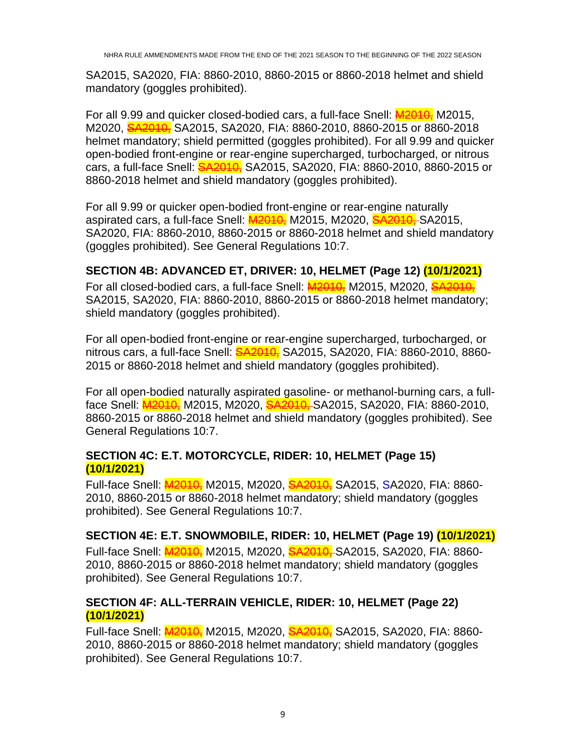SA2015, SA2020, FIA: 8860-2010, 8860-2015 or 8860-2018 helmet and shield mandatory (goggles prohibited).

For all 9.99 and quicker closed-bodied cars, a full-face Snell: ~~M2010,~~ M2015, M2020, ~~SA2010,~~ SA2015, SA2020, FIA: 8860-2010, 8860-2015 or 8860-2018 helmet mandatory; shield permitted (goggles prohibited). For all 9.99 and quicker open-bodied front-engine or rear-engine supercharged, turbocharged, or nitrous cars, a full-face Snell: ~~SA2010,~~ SA2015, SA2020, FIA: 8860-2010, 8860-2015 or 8860-2018 helmet and shield mandatory (goggles prohibited).

For all 9.99 or quicker open-bodied front-engine or rear-engine naturally aspirated cars, a full-face Snell: ~~M2010,~~ M2015, M2020, ~~SA2010,~~ SA2015, SA2020, FIA: 8860-2010, 8860-2015 or 8860-2018 helmet and shield mandatory (goggles prohibited). See General Regulations 10:7.

**SECTION 4B: ADVANCED ET, DRIVER: 10, HELMET (Page 12) (10/1/2021)**

For all closed-bodied cars, a full-face Snell: ~~M2010,~~ M2015, M2020, ~~SA2010,~~ SA2015, SA2020, FIA: 8860-2010, 8860-2015 or 8860-2018 helmet mandatory; shield mandatory (goggles prohibited).

For all open-bodied front-engine or rear-engine supercharged, turbocharged, or nitrous cars, a full-face Snell: ~~SA2010,~~ SA2015, SA2020, FIA: 8860-2010, 8860-2015 or 8860-2018 helmet and shield mandatory (goggles prohibited).

For all open-bodied naturally aspirated gasoline- or methanol-burning cars, a full-face Snell: ~~M2010,~~ M2015, M2020, ~~SA2010,~~ SA2015, SA2020, FIA: 8860-2010, 8860-2015 or 8860-2018 helmet and shield mandatory (goggles prohibited). See General Regulations 10:7.

**SECTION 4C: E.T. MOTORCYCLE, RIDER: 10, HELMET (Page 15) (10/1/2021)**

Full-face Snell: ~~M2010,~~ M2015, M2020, ~~SA2010,~~ SA2015, SA2020, FIA: 8860-2010, 8860-2015 or 8860-2018 helmet mandatory; shield mandatory (goggles prohibited). See General Regulations 10:7.

**SECTION 4E: E.T. SNOWMOBILE, RIDER: 10, HELMET (Page 19) (10/1/2021)**

Full-face Snell: ~~M2010,~~ M2015, M2020, ~~SA2010,~~ SA2015, SA2020, FIA: 8860-2010, 8860-2015 or 8860-2018 helmet mandatory; shield mandatory (goggles prohibited). See General Regulations 10:7.

**SECTION 4F: ALL-TERRAIN VEHICLE, RIDER: 10, HELMET (Page 22) (10/1/2021)**

Full-face Snell: ~~M2010,~~ M2015, M2020, ~~SA2010,~~ SA2015, SA2020, FIA: 8860-2010, 8860-2015 or 8860-2018 helmet mandatory; shield mandatory (goggles prohibited). See General Regulations 10:7.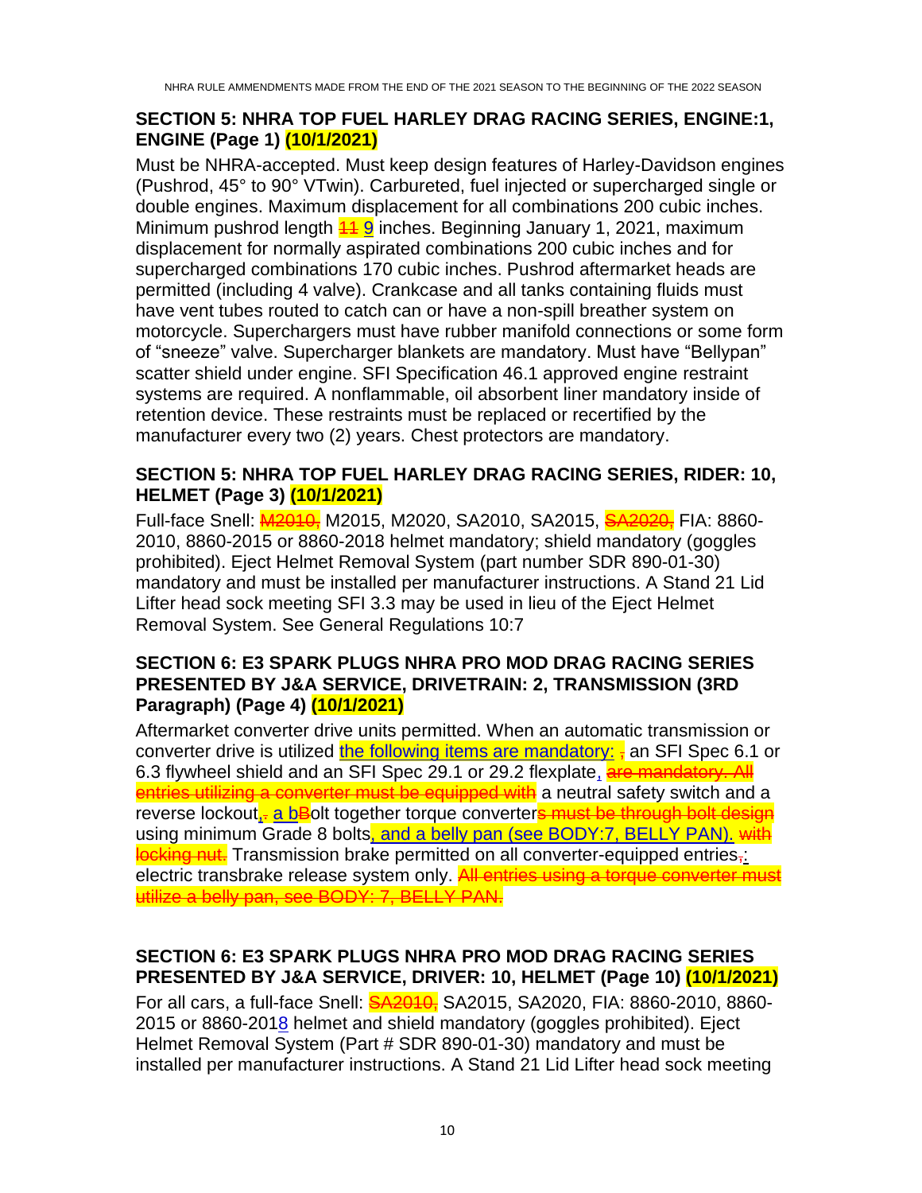## SECTION 5: NHRA TOP FUEL HARLEY DRAG RACING SERIES, ENGINE:1, ENGINE (Page 1) (10/1/2021)

Must be NHRA-accepted. Must keep design features of Harley-Davidson engines (Pushrod, 45° to 90° VTwin). Carbureted, fuel injected or supercharged single or double engines. Maximum displacement for all combinations 200 cubic inches. Minimum pushrod length ~~11~~ 9 inches. Beginning January 1, 2021, maximum displacement for normally aspirated combinations 200 cubic inches and for supercharged combinations 170 cubic inches. Pushrod aftermarket heads are permitted (including 4 valve). Crankcase and all tanks containing fluids must have vent tubes routed to catch can or have a non-spill breather system on motorcycle. Superchargers must have rubber manifold connections or some form of "sneeze" valve. Supercharger blankets are mandatory. Must have "Bellypan" scatter shield under engine. SFI Specification 46.1 approved engine restraint systems are required. A nonflammable, oil absorbent liner mandatory inside of retention device. These restraints must be replaced or recertified by the manufacturer every two (2) years. Chest protectors are mandatory.

## SECTION 5: NHRA TOP FUEL HARLEY DRAG RACING SERIES, RIDER: 10, HELMET (Page 3) (10/1/2021)

Full-face Snell: ~~M2010,~~ M2015, M2020, SA2010, SA2015, ~~SA2020,~~ FIA: 8860-2010, 8860-2015 or 8860-2018 helmet mandatory; shield mandatory (goggles prohibited). Eject Helmet Removal System (part number SDR 890-01-30) mandatory and must be installed per manufacturer instructions. A Stand 21 Lid Lifter head sock meeting SFI 3.3 may be used in lieu of the Eject Helmet Removal System. See General Regulations 10:7

## SECTION 6: E3 SPARK PLUGS NHRA PRO MOD DRAG RACING SERIES PRESENTED BY J&A SERVICE, DRIVETRAIN: 2, TRANSMISSION (3RD Paragraph) (Page 4) (10/1/2021)

Aftermarket converter drive units permitted. When an automatic transmission or converter drive is utilized the following items are mandatory: ~~,~~ an SFI Spec 6.1 or 6.3 flywheel shield and an SFI Spec 29.1 or 29.2 flexplate, ~~are mandatory. All entries utilizing a converter must be equipped with~~ a neutral safety switch and a reverse lockout, ~~.~~ a b~~B~~olt together torque converter~~s must be through bolt design~~ using minimum Grade 8 bolts, and a belly pan (see BODY:7, BELLY PAN). ~~with locking nut.~~ Transmission brake permitted on all converter-equipped entries~~,~~: electric transbrake release system only. ~~All entries using a torque converter must utilize a belly pan, see BODY: 7, BELLY PAN.~~

## SECTION 6: E3 SPARK PLUGS NHRA PRO MOD DRAG RACING SERIES PRESENTED BY J&A SERVICE, DRIVER: 10, HELMET (Page 10) (10/1/2021)

For all cars, a full-face Snell: ~~SA2010,~~ SA2015, SA2020, FIA: 8860-2010, 8860-2015 or 8860-2018 helmet and shield mandatory (goggles prohibited). Eject Helmet Removal System (Part # SDR 890-01-30) mandatory and must be installed per manufacturer instructions. A Stand 21 Lid Lifter head sock meeting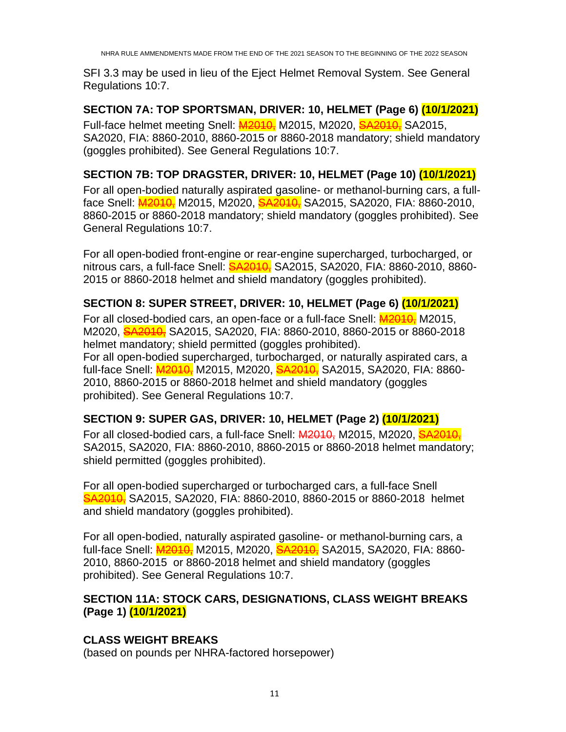SFI 3.3 may be used in lieu of the Eject Helmet Removal System. See General Regulations 10:7.

**SECTION 7A: TOP SPORTSMAN, DRIVER: 10, HELMET (Page 6) (10/1/2021)**

Full-face helmet meeting Snell: ~~M2010,~~ M2015, M2020, ~~SA2010,~~ SA2015, SA2020, FIA: 8860-2010, 8860-2015 or 8860-2018 mandatory; shield mandatory (goggles prohibited). See General Regulations 10:7.

**SECTION 7B: TOP DRAGSTER, DRIVER: 10, HELMET (Page 10) (10/1/2021)**

For all open-bodied naturally aspirated gasoline- or methanol-burning cars, a full-face Snell: ~~M2010,~~ M2015, M2020, ~~SA2010,~~ SA2015, SA2020, FIA: 8860-2010, 8860-2015 or 8860-2018 mandatory; shield mandatory (goggles prohibited). See General Regulations 10:7.

For all open-bodied front-engine or rear-engine supercharged, turbocharged, or nitrous cars, a full-face Snell: ~~SA2010,~~ SA2015, SA2020, FIA: 8860-2010, 8860-2015 or 8860-2018 helmet and shield mandatory (goggles prohibited).

**SECTION 8: SUPER STREET, DRIVER: 10, HELMET (Page 6) (10/1/2021)**

For all closed-bodied cars, an open-face or a full-face Snell: ~~M2010,~~ M2015, M2020, ~~SA2010,~~ SA2015, SA2020, FIA: 8860-2010, 8860-2015 or 8860-2018 helmet mandatory; shield permitted (goggles prohibited).
For all open-bodied supercharged, turbocharged, or naturally aspirated cars, a full-face Snell: ~~M2010,~~ M2015, M2020, ~~SA2010,~~ SA2015, SA2020, FIA: 8860-2010, 8860-2015 or 8860-2018 helmet and shield mandatory (goggles prohibited). See General Regulations 10:7.

**SECTION 9: SUPER GAS, DRIVER: 10, HELMET (Page 2) (10/1/2021)**

For all closed-bodied cars, a full-face Snell: ~~M2010,~~ M2015, M2020, ~~SA2010,~~ SA2015, SA2020, FIA: 8860-2010, 8860-2015 or 8860-2018 helmet mandatory; shield permitted (goggles prohibited).

For all open-bodied supercharged or turbocharged cars, a full-face Snell ~~SA2010,~~ SA2015, SA2020, FIA: 8860-2010, 8860-2015 or 8860-2018 helmet and shield mandatory (goggles prohibited).

For all open-bodied, naturally aspirated gasoline- or methanol-burning cars, a full-face Snell: ~~M2010,~~ M2015, M2020, ~~SA2010,~~ SA2015, SA2020, FIA: 8860-2010, 8860-2015 or 8860-2018 helmet and shield mandatory (goggles prohibited). See General Regulations 10:7.

**SECTION 11A: STOCK CARS, DESIGNATIONS, CLASS WEIGHT BREAKS (Page 1) (10/1/2021)**

**CLASS WEIGHT BREAKS**
(based on pounds per NHRA-factored horsepower)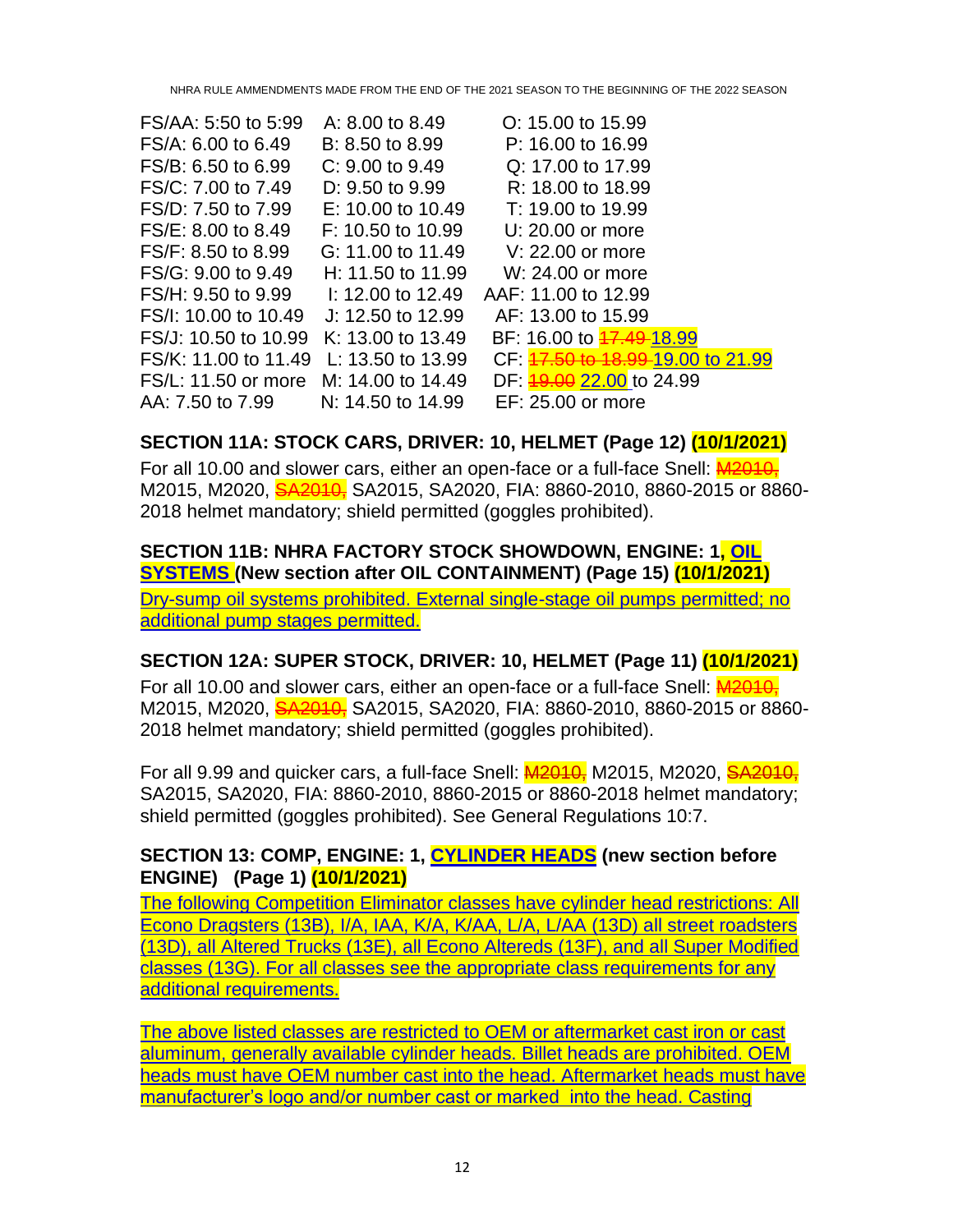| | | |
|---|---|---|
| FS/AA: 5:50 to 5:99 | A: 8.00 to 8.49 | O: 15.00 to 15.99 |
| FS/A: 6.00 to 6.49 | B: 8.50 to 8.99 | P: 16.00 to 16.99 |
| FS/B: 6.50 to 6.99 | C: 9.00 to 9.49 | Q: 17.00 to 17.99 |
| FS/C: 7.00 to 7.49 | D: 9.50 to 9.99 | R: 18.00 to 18.99 |
| FS/D: 7.50 to 7.99 | E: 10.00 to 10.49 | T: 19.00 to 19.99 |
| FS/E: 8.00 to 8.49 | F: 10.50 to 10.99 | U: 20.00 or more |
| FS/F: 8.50 to 8.99 | G: 11.00 to 11.49 | V: 22.00 or more |
| FS/G: 9.00 to 9.49 | H: 11.50 to 11.99 | W: 24.00 or more |
| FS/H: 9.50 to 9.99 | I: 12.00 to 12.49 | AAF: 11.00 to 12.99 |
| FS/I: 10.00 to 10.49 | J: 12.50 to 12.99 | AF: 13.00 to 15.99 |
| FS/J: 10.50 to 10.99 | K: 13.00 to 13.49 | BF: 16.00 to ~~17.49~~ 18.99 |
| FS/K: 11.00 to 11.49 | L: 13.50 to 13.99 | CF: ~~17.50 to 18.99~~ 19.00 to 21.99 |
| FS/L: 11.50 or more | M: 14.00 to 14.49 | DF: ~~19.00~~ 22.00 to 24.99 |
| AA: 7.50 to 7.99 | N: 14.50 to 14.99 | EF: 25.00 or more |

**SECTION 11A: STOCK CARS, DRIVER: 10, HELMET (Page 12) (10/1/2021)**

For all 10.00 and slower cars, either an open-face or a full-face Snell: ~~M2010,~~ M2015, M2020, ~~SA2010,~~ SA2015, SA2020, FIA: 8860-2010, 8860-2015 or 8860-2018 helmet mandatory; shield permitted (goggles prohibited).

**SECTION 11B: NHRA FACTORY STOCK SHOWDOWN, ENGINE: 1, OIL SYSTEMS (New section after OIL CONTAINMENT) (Page 15) (10/1/2021)**

Dry-sump oil systems prohibited. External single-stage oil pumps permitted; no additional pump stages permitted.

**SECTION 12A: SUPER STOCK, DRIVER: 10, HELMET (Page 11) (10/1/2021)**

For all 10.00 and slower cars, either an open-face or a full-face Snell: ~~M2010,~~ M2015, M2020, ~~SA2010,~~ SA2015, SA2020, FIA: 8860-2010, 8860-2015 or 8860-2018 helmet mandatory; shield permitted (goggles prohibited).

For all 9.99 and quicker cars, a full-face Snell: ~~M2010,~~ M2015, M2020, ~~SA2010,~~ SA2015, SA2020, FIA: 8860-2010, 8860-2015 or 8860-2018 helmet mandatory; shield permitted (goggles prohibited). See General Regulations 10:7.

**SECTION 13: COMP, ENGINE: 1, CYLINDER HEADS (new section before ENGINE) (Page 1) (10/1/2021)**

The following Competition Eliminator classes have cylinder head restrictions: All Econo Dragsters (13B), I/A, IAA, K/A, K/AA, L/A, L/AA (13D) all street roadsters (13D), all Altered Trucks (13E), all Econo Altereds (13F), and all Super Modified classes (13G). For all classes see the appropriate class requirements for any additional requirements.

The above listed classes are restricted to OEM or aftermarket cast iron or cast aluminum, generally available cylinder heads. Billet heads are prohibited. OEM heads must have OEM number cast into the head. Aftermarket heads must have manufacturer's logo and/or number cast or marked into the head. Casting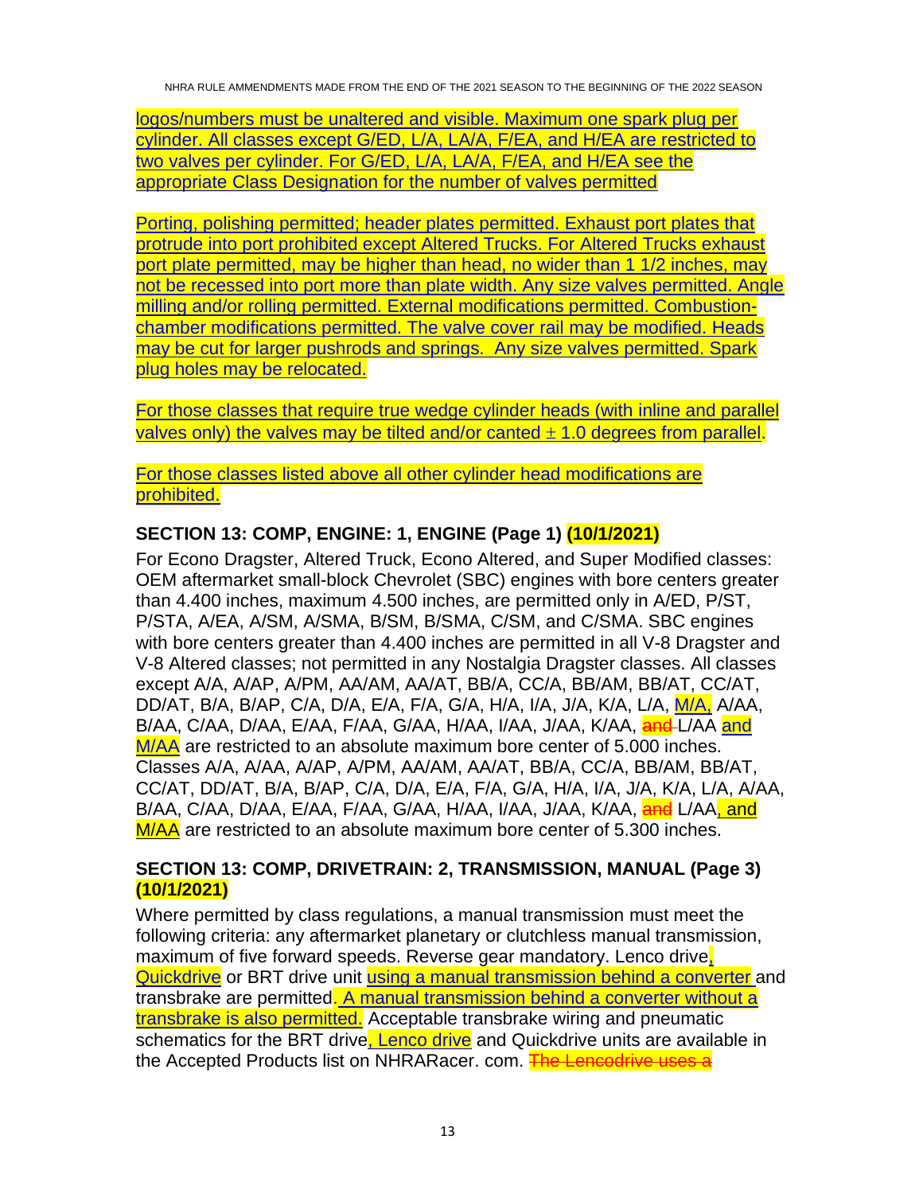logos/numbers must be unaltered and visible. Maximum one spark plug per cylinder. All classes except G/ED, L/A, LA/A, F/EA, and H/EA are restricted to two valves per cylinder. For G/ED, L/A, LA/A, F/EA, and H/EA see the appropriate Class Designation for the number of valves permitted

Porting, polishing permitted; header plates permitted. Exhaust port plates that protrude into port prohibited except Altered Trucks. For Altered Trucks exhaust port plate permitted, may be higher than head, no wider than 1 1/2 inches, may not be recessed into port more than plate width. Any size valves permitted. Angle milling and/or rolling permitted. External modifications permitted. Combustion-chamber modifications permitted. The valve cover rail may be modified. Heads may be cut for larger pushrods and springs. Any size valves permitted. Spark plug holes may be relocated.

For those classes that require true wedge cylinder heads (with inline and parallel valves only) the valves may be tilted and/or canted $\pm$ 1.0 degrees from parallel.

For those classes listed above all other cylinder head modifications are prohibited.

### SECTION 13: COMP, ENGINE: 1, ENGINE (Page 1) (10/1/2021)

For Econo Dragster, Altered Truck, Econo Altered, and Super Modified classes: OEM aftermarket small-block Chevrolet (SBC) engines with bore centers greater than 4.400 inches, maximum 4.500 inches, are permitted only in A/ED, P/ST, P/STA, A/EA, A/SM, A/SMA, B/SM, B/SMA, C/SM, and C/SMA. SBC engines with bore centers greater than 4.400 inches are permitted in all V-8 Dragster and V-8 Altered classes; not permitted in any Nostalgia Dragster classes. All classes except A/A, A/AP, A/PM, AA/AM, AA/AT, BB/A, CC/A, BB/AM, BB/AT, CC/AT, DD/AT, B/A, B/AP, C/A, D/A, E/A, F/A, G/A, H/A, I/A, J/A, K/A, L/A, M/A, A/AA, B/AA, C/AA, D/AA, E/AA, F/AA, G/AA, H/AA, I/AA, J/AA, K/AA, ~~and~~ L/AA and M/AA are restricted to an absolute maximum bore center of 5.000 inches. Classes A/A, A/AA, A/AP, A/PM, AA/AM, AA/AT, BB/A, CC/A, BB/AM, BB/AT, CC/AT, DD/AT, B/A, B/AP, C/A, D/A, E/A, F/A, G/A, H/A, I/A, J/A, K/A, L/A, A/AA, B/AA, C/AA, D/AA, E/AA, F/AA, G/AA, H/AA, I/AA, J/AA, K/AA, ~~and~~ L/AA, and M/AA are restricted to an absolute maximum bore center of 5.300 inches.

### SECTION 13: COMP, DRIVETRAIN: 2, TRANSMISSION, MANUAL (Page 3) (10/1/2021)

Where permitted by class regulations, a manual transmission must meet the following criteria: any aftermarket planetary or clutchless manual transmission, maximum of five forward speeds. Reverse gear mandatory. Lenco drive, Quickdrive or BRT drive unit using a manual transmission behind a converter and transbrake are permitted. A manual transmission behind a converter without a transbrake is also permitted. Acceptable transbrake wiring and pneumatic schematics for the BRT drive, Lenco drive and Quickdrive units are available in the Accepted Products list on NHRARacer. com. ~~The Lencodrive uses a~~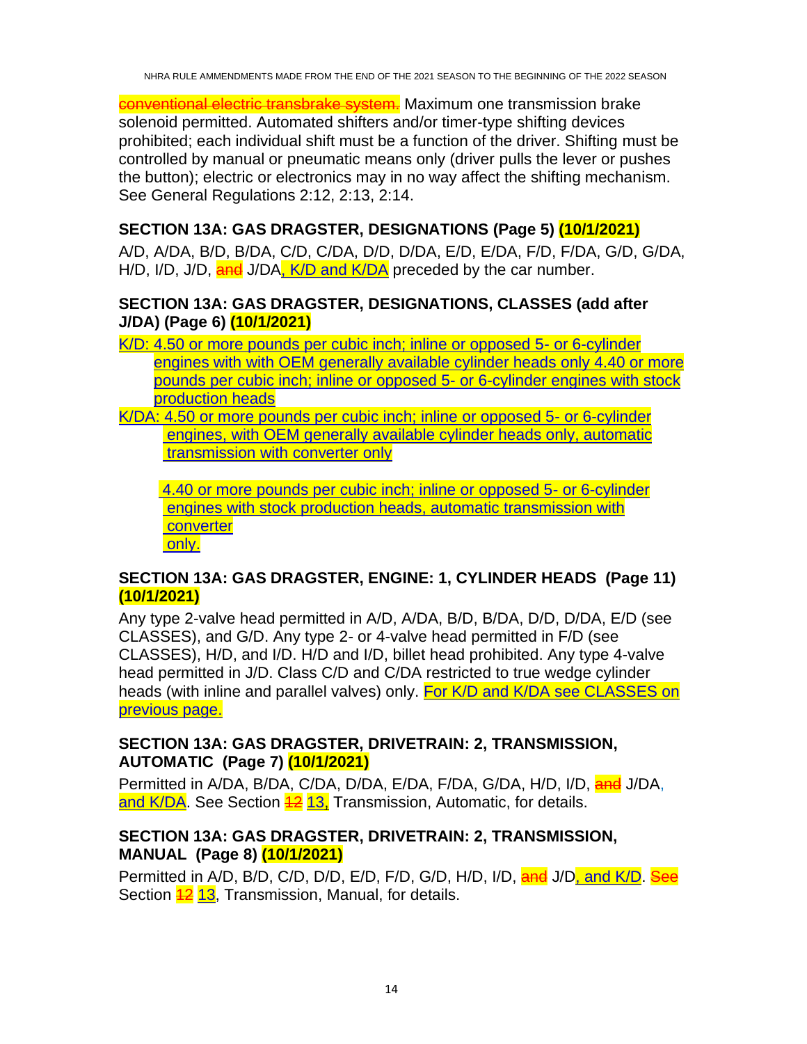~~conventional electric transbrake system.~~ Maximum one transmission brake solenoid permitted. Automated shifters and/or timer-type shifting devices prohibited; each individual shift must be a function of the driver. Shifting must be controlled by manual or pneumatic means only (driver pulls the lever or pushes the button); electric or electronics may in no way affect the shifting mechanism. See General Regulations 2:12, 2:13, 2:14.

### SECTION 13A: GAS DRAGSTER, DESIGNATIONS (Page 5) (10/1/2021)

A/D, A/DA, B/D, B/DA, C/D, C/DA, D/D, D/DA, E/D, E/DA, F/D, F/DA, G/D, G/DA, H/D, I/D, J/D, ~~and~~ J/DA, K/D and K/DA preceded by the car number.

### SECTION 13A: GAS DRAGSTER, DESIGNATIONS, CLASSES (add after J/DA) (Page 6) (10/1/2021)

K/D: 4.50 or more pounds per cubic inch; inline or opposed 5- or 6-cylinder engines with with OEM generally available cylinder heads only 4.40 or more pounds per cubic inch; inline or opposed 5- or 6-cylinder engines with stock production heads

K/DA: 4.50 or more pounds per cubic inch; inline or opposed 5- or 6-cylinder engines, with OEM generally available cylinder heads only, automatic transmission with converter only

4.40 or more pounds per cubic inch; inline or opposed 5- or 6-cylinder engines with stock production heads, automatic transmission with converter only.

### SECTION 13A: GAS DRAGSTER, ENGINE: 1, CYLINDER HEADS (Page 11) (10/1/2021)

Any type 2-valve head permitted in A/D, A/DA, B/D, B/DA, D/D, D/DA, E/D (see CLASSES), and G/D. Any type 2- or 4-valve head permitted in F/D (see CLASSES), H/D, and I/D. H/D and I/D, billet head prohibited. Any type 4-valve head permitted in J/D. Class C/D and C/DA restricted to true wedge cylinder heads (with inline and parallel valves) only. For K/D and K/DA see CLASSES on previous page.

### SECTION 13A: GAS DRAGSTER, DRIVETRAIN: 2, TRANSMISSION, AUTOMATIC (Page 7) (10/1/2021)

Permitted in A/DA, B/DA, C/DA, D/DA, E/DA, F/DA, G/DA, H/D, I/D, ~~and~~ J/DA, and K/DA. See Section ~~12~~ 13, Transmission, Automatic, for details.

### SECTION 13A: GAS DRAGSTER, DRIVETRAIN: 2, TRANSMISSION, MANUAL (Page 8) (10/1/2021)

Permitted in A/D, B/D, C/D, D/D, E/D, F/D, G/D, H/D, I/D, ~~and~~ J/D, and K/D. ~~See~~ Section ~~12~~ 13, Transmission, Manual, for details.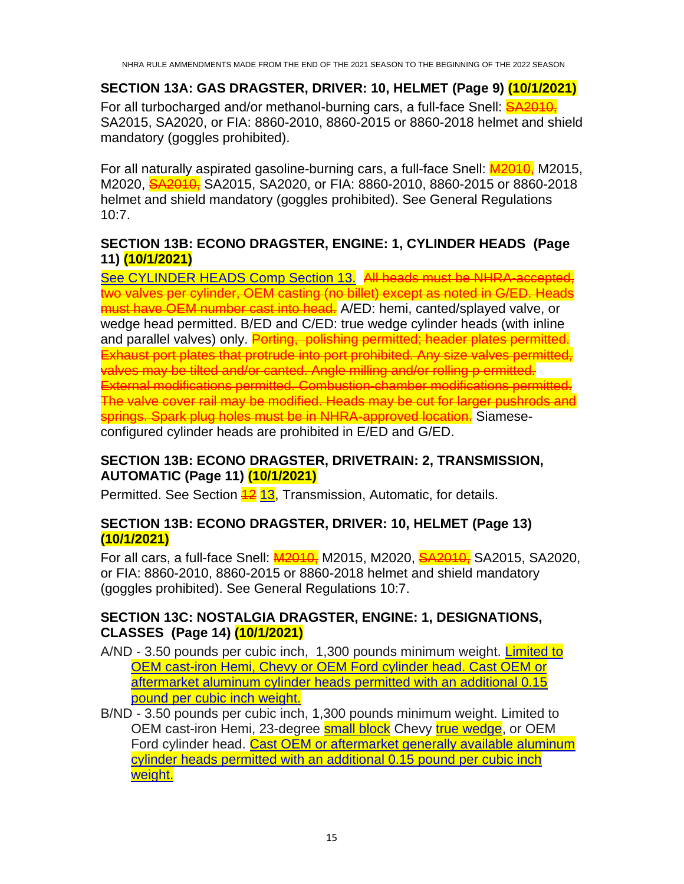### SECTION 13A: GAS DRAGSTER, DRIVER: 10, HELMET (Page 9) (10/1/2021)

For all turbocharged and/or methanol-burning cars, a full-face Snell: ~~SA2010,~~ SA2015, SA2020, or FIA: 8860-2010, 8860-2015 or 8860-2018 helmet and shield mandatory (goggles prohibited).

For all naturally aspirated gasoline-burning cars, a full-face Snell: ~~M2010,~~ M2015, M2020, ~~SA2010,~~ SA2015, SA2020, or FIA: 8860-2010, 8860-2015 or 8860-2018 helmet and shield mandatory (goggles prohibited). See General Regulations 10:7.

### SECTION 13B: ECONO DRAGSTER, ENGINE: 1, CYLINDER HEADS (Page 11) (10/1/2021)

See CYLINDER HEADS Comp Section 13. ~~All heads must be NHRA-accepted, two valves per cylinder, OEM casting (no billet) except as noted in G/ED. Heads must have OEM number cast into head.~~ A/ED: hemi, canted/splayed valve, or wedge head permitted. B/ED and C/ED: true wedge cylinder heads (with inline and parallel valves) only. ~~Porting, polishing permitted; header plates permitted. Exhaust port plates that protrude into port prohibited. Any size valves permitted, valves may be tilted and/or canted. Angle milling and/or rolling p ermitted. External modifications permitted. Combustion-chamber modifications permitted. The valve cover rail may be modified. Heads may be cut for larger pushrods and springs. Spark plug holes must be in NHRA-approved location.~~ Siamese-configured cylinder heads are prohibited in E/ED and G/ED.

### SECTION 13B: ECONO DRAGSTER, DRIVETRAIN: 2, TRANSMISSION, AUTOMATIC (Page 11) (10/1/2021)

Permitted. See Section ~~12~~ 13, Transmission, Automatic, for details.

### SECTION 13B: ECONO DRAGSTER, DRIVER: 10, HELMET (Page 13) (10/1/2021)

For all cars, a full-face Snell: ~~M2010,~~ M2015, M2020, ~~SA2010,~~ SA2015, SA2020, or FIA: 8860-2010, 8860-2015 or 8860-2018 helmet and shield mandatory (goggles prohibited). See General Regulations 10:7.

### SECTION 13C: NOSTALGIA DRAGSTER, ENGINE: 1, DESIGNATIONS, CLASSES (Page 14) (10/1/2021)

A/ND - 3.50 pounds per cubic inch, 1,300 pounds minimum weight. Limited to OEM cast-iron Hemi, Chevy or OEM Ford cylinder head. Cast OEM or aftermarket aluminum cylinder heads permitted with an additional 0.15 pound per cubic inch weight.

B/ND - 3.50 pounds per cubic inch, 1,300 pounds minimum weight. Limited to OEM cast-iron Hemi, 23-degree small block Chevy true wedge, or OEM Ford cylinder head. Cast OEM or aftermarket generally available aluminum cylinder heads permitted with an additional 0.15 pound per cubic inch weight.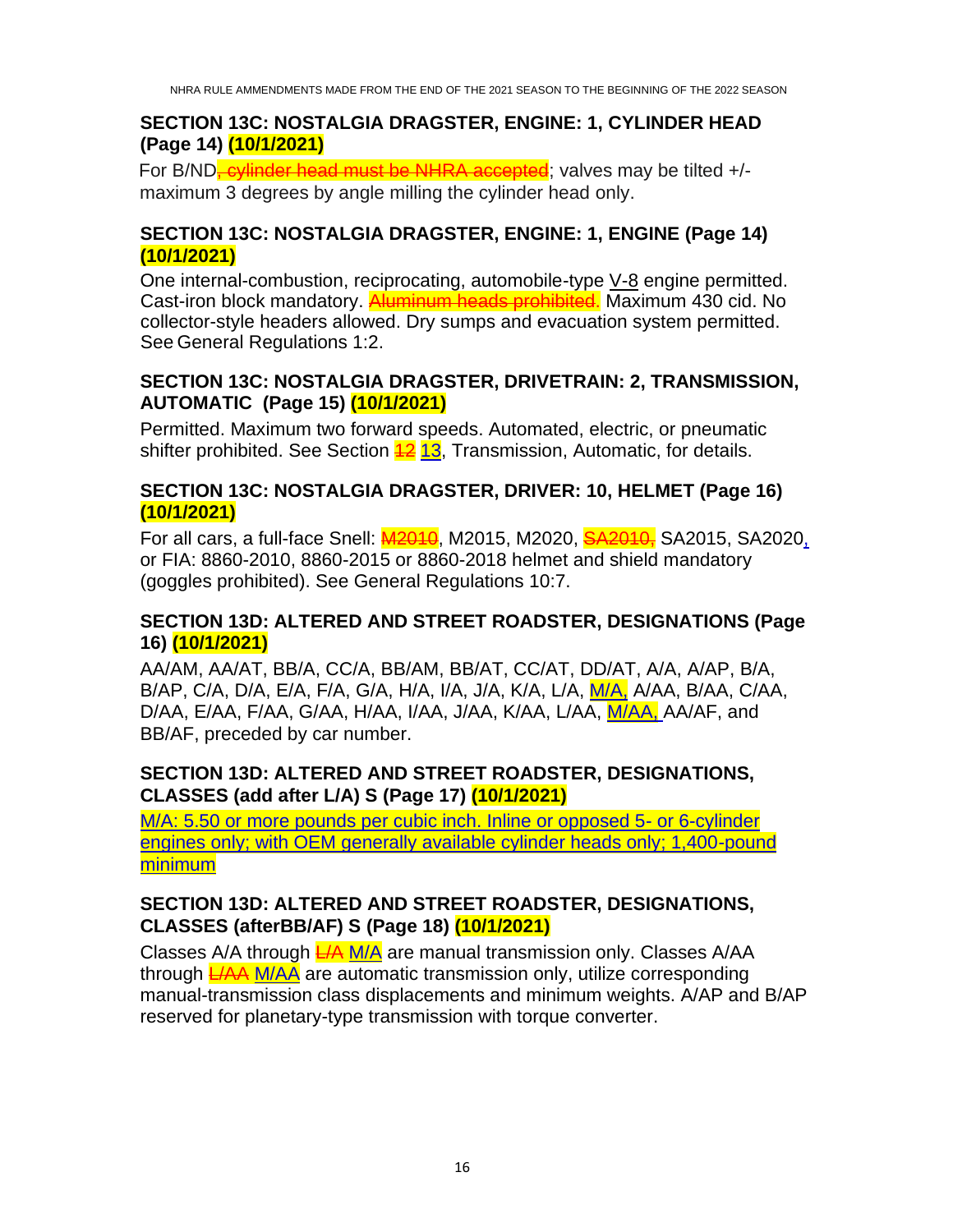## SECTION 13C: NOSTALGIA DRAGSTER, ENGINE: 1, CYLINDER HEAD (Page 14) (10/1/2021)

For B/ND~~, cylinder head must be NHRA accepted~~; valves may be tilted +/- maximum 3 degrees by angle milling the cylinder head only.

## SECTION 13C: NOSTALGIA DRAGSTER, ENGINE: 1, ENGINE (Page 14) (10/1/2021)

One internal-combustion, reciprocating, automobile-type V-8 engine permitted. Cast-iron block mandatory. ~~Aluminum heads prohibited.~~ Maximum 430 cid. No collector-style headers allowed. Dry sumps and evacuation system permitted. See General Regulations 1:2.

## SECTION 13C: NOSTALGIA DRAGSTER, DRIVETRAIN: 2, TRANSMISSION, AUTOMATIC (Page 15) (10/1/2021)

Permitted. Maximum two forward speeds. Automated, electric, or pneumatic shifter prohibited. See Section ~~12~~ 13, Transmission, Automatic, for details.

## SECTION 13C: NOSTALGIA DRAGSTER, DRIVER: 10, HELMET (Page 16) (10/1/2021)

For all cars, a full-face Snell: ~~M2010~~, M2015, M2020, ~~SA2010,~~ SA2015, SA2020, or FIA: 8860-2010, 8860-2015 or 8860-2018 helmet and shield mandatory (goggles prohibited). See General Regulations 10:7.

## SECTION 13D: ALTERED AND STREET ROADSTER, DESIGNATIONS (Page 16) (10/1/2021)

AA/AM, AA/AT, BB/A, CC/A, BB/AM, BB/AT, CC/AT, DD/AT, A/A, A/AP, B/A, B/AP, C/A, D/A, E/A, F/A, G/A, H/A, I/A, J/A, K/A, L/A, M/A, A/AA, B/AA, C/AA, D/AA, E/AA, F/AA, G/AA, H/AA, I/AA, J/AA, K/AA, L/AA, M/AA, AA/AF, and BB/AF, preceded by car number.

## SECTION 13D: ALTERED AND STREET ROADSTER, DESIGNATIONS, CLASSES (add after L/A) S (Page 17) (10/1/2021)

M/A: 5.50 or more pounds per cubic inch. Inline or opposed 5- or 6-cylinder engines only; with OEM generally available cylinder heads only; 1,400-pound minimum

## SECTION 13D: ALTERED AND STREET ROADSTER, DESIGNATIONS, CLASSES (afterBB/AF) S (Page 18) (10/1/2021)

Classes A/A through ~~L/A~~ M/A are manual transmission only. Classes A/AA through ~~L/AA~~ M/AA are automatic transmission only, utilize corresponding manual-transmission class displacements and minimum weights. A/AP and B/AP reserved for planetary-type transmission with torque converter.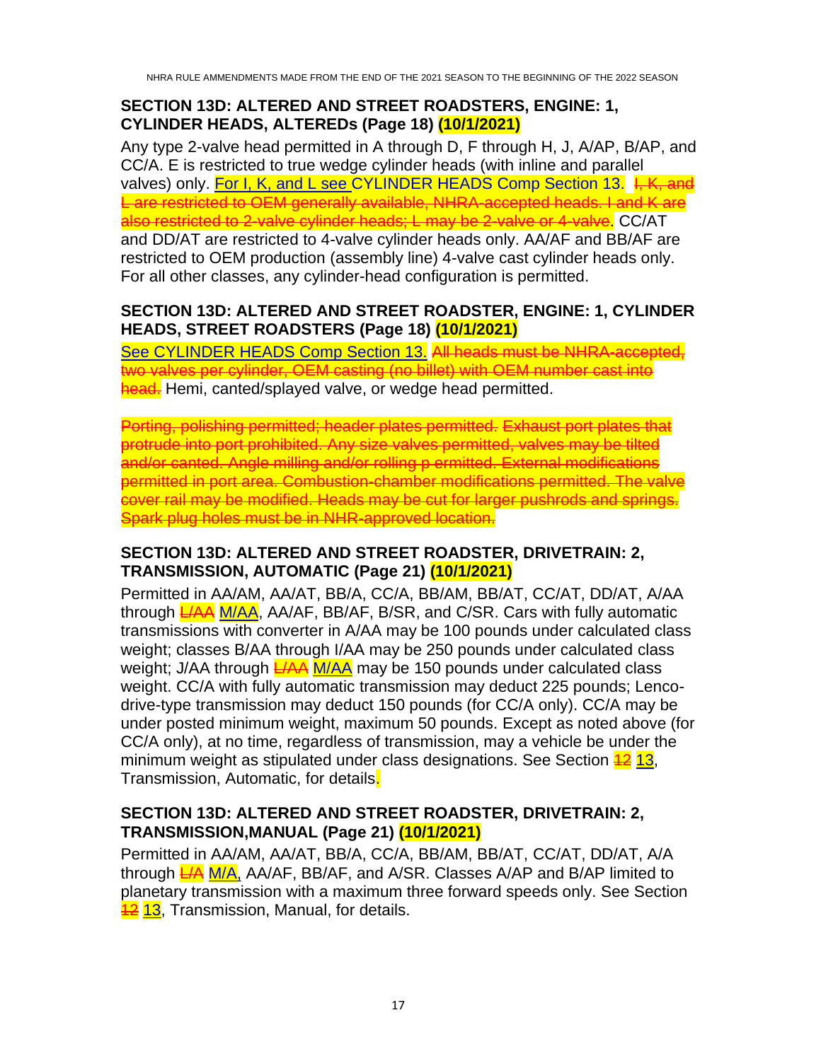## SECTION 13D: ALTERED AND STREET ROADSTERS, ENGINE: 1, CYLINDER HEADS, ALTEREDs (Page 18) (10/1/2021)

Any type 2-valve head permitted in A through D, F through H, J, A/AP, B/AP, and CC/A. E is restricted to true wedge cylinder heads (with inline and parallel valves) only. For I, K, and L see CYLINDER HEADS Comp Section 13. ~~I, K, and L are restricted to OEM generally available, NHRA-accepted heads. I and K are also restricted to 2-valve cylinder heads; L may be 2-valve or 4-valve~~. CC/AT and DD/AT are restricted to 4-valve cylinder heads only. AA/AF and BB/AF are restricted to OEM production (assembly line) 4-valve cast cylinder heads only. For all other classes, any cylinder-head configuration is permitted.

## SECTION 13D: ALTERED AND STREET ROADSTER, ENGINE: 1, CYLINDER HEADS, STREET ROADSTERS (Page 18) (10/1/2021)

See CYLINDER HEADS Comp Section 13. ~~All heads must be NHRA-accepted, two valves per cylinder, OEM casting (no billet) with OEM number cast into head.~~ Hemi, canted/splayed valve, or wedge head permitted.

~~Porting, polishing permitted; header plates permitted. Exhaust port plates that protrude into port prohibited. Any size valves permitted, valves may be tilted and/or canted. Angle milling and/or rolling p ermitted. External modifications permitted in port area. Combustion-chamber modifications permitted. The valve cover rail may be modified. Heads may be cut for larger pushrods and springs. Spark plug holes must be in NHR-approved location.~~

## SECTION 13D: ALTERED AND STREET ROADSTER, DRIVETRAIN: 2, TRANSMISSION, AUTOMATIC (Page 21) (10/1/2021)

Permitted in AA/AM, AA/AT, BB/A, CC/A, BB/AM, BB/AT, CC/AT, DD/AT, A/AA through ~~L/AA~~ M/AA, AA/AF, BB/AF, B/SR, and C/SR. Cars with fully automatic transmissions with converter in A/AA may be 100 pounds under calculated class weight; classes B/AA through I/AA may be 250 pounds under calculated class weight; J/AA through ~~L/AA~~ M/AA may be 150 pounds under calculated class weight. CC/A with fully automatic transmission may deduct 225 pounds; Lenco-drive-type transmission may deduct 150 pounds (for CC/A only). CC/A may be under posted minimum weight, maximum 50 pounds. Except as noted above (for CC/A only), at no time, regardless of transmission, may a vehicle be under the minimum weight as stipulated under class designations. See Section ~~12~~ 13, Transmission, Automatic, for details.

## SECTION 13D: ALTERED AND STREET ROADSTER, DRIVETRAIN: 2, TRANSMISSION,MANUAL (Page 21) (10/1/2021)

Permitted in AA/AM, AA/AT, BB/A, CC/A, BB/AM, BB/AT, CC/AT, DD/AT, A/A through ~~L/A~~ M/A, AA/AF, BB/AF, and A/SR. Classes A/AP and B/AP limited to planetary transmission with a maximum three forward speeds only. See Section ~~12~~ 13, Transmission, Manual, for details.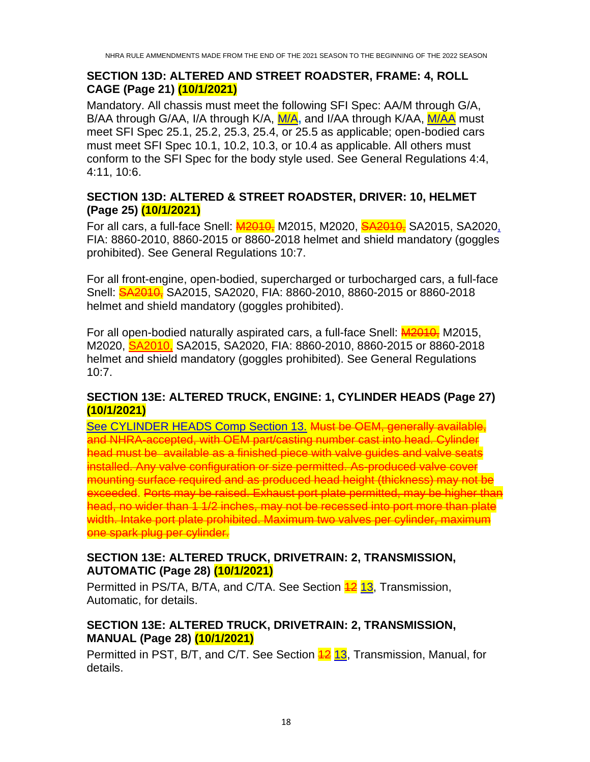## SECTION 13D: ALTERED AND STREET ROADSTER, FRAME: 4, ROLL CAGE (Page 21) (10/1/2021)

Mandatory. All chassis must meet the following SFI Spec: AA/M through G/A, B/AA through G/AA, I/A through K/A, M/A, and I/AA through K/AA, M/AA must meet SFI Spec 25.1, 25.2, 25.3, 25.4, or 25.5 as applicable; open-bodied cars must meet SFI Spec 10.1, 10.2, 10.3, or 10.4 as applicable. All others must conform to the SFI Spec for the body style used. See General Regulations 4:4, 4:11, 10:6.

## SECTION 13D: ALTERED & STREET ROADSTER, DRIVER: 10, HELMET (Page 25) (10/1/2021)

For all cars, a full-face Snell: ~~M2010,~~ M2015, M2020, ~~SA2010,~~ SA2015, SA2020, FIA: 8860-2010, 8860-2015 or 8860-2018 helmet and shield mandatory (goggles prohibited). See General Regulations 10:7.

For all front-engine, open-bodied, supercharged or turbocharged cars, a full-face Snell: ~~SA2010,~~ SA2015, SA2020, FIA: 8860-2010, 8860-2015 or 8860-2018 helmet and shield mandatory (goggles prohibited).

For all open-bodied naturally aspirated cars, a full-face Snell: ~~M2010,~~ M2015, M2020, SA2010, SA2015, SA2020, FIA: 8860-2010, 8860-2015 or 8860-2018 helmet and shield mandatory (goggles prohibited). See General Regulations 10:7.

## SECTION 13E: ALTERED TRUCK, ENGINE: 1, CYLINDER HEADS (Page 27) (10/1/2021)

See CYLINDER HEADS Comp Section 13. ~~Must be OEM, generally available, and NHRA-accepted, with OEM part/casting number cast into head. Cylinder head must be available as a finished piece with valve guides and valve seats installed. Any valve configuration or size permitted. As-produced valve cover mounting surface required and as produced head height (thickness) may not be exceeded. Ports may be raised. Exhaust port plate permitted, may be higher than head, no wider than 1 1/2 inches, may not be recessed into port more than plate width. Intake port plate prohibited. Maximum two valves per cylinder, maximum one spark plug per cylinder.~~

## SECTION 13E: ALTERED TRUCK, DRIVETRAIN: 2, TRANSMISSION, AUTOMATIC (Page 28) (10/1/2021)

Permitted in PS/TA, B/TA, and C/TA. See Section ~~12~~ 13, Transmission, Automatic, for details.

## SECTION 13E: ALTERED TRUCK, DRIVETRAIN: 2, TRANSMISSION, MANUAL (Page 28) (10/1/2021)

Permitted in PST, B/T, and C/T. See Section ~~12~~ 13, Transmission, Manual, for details.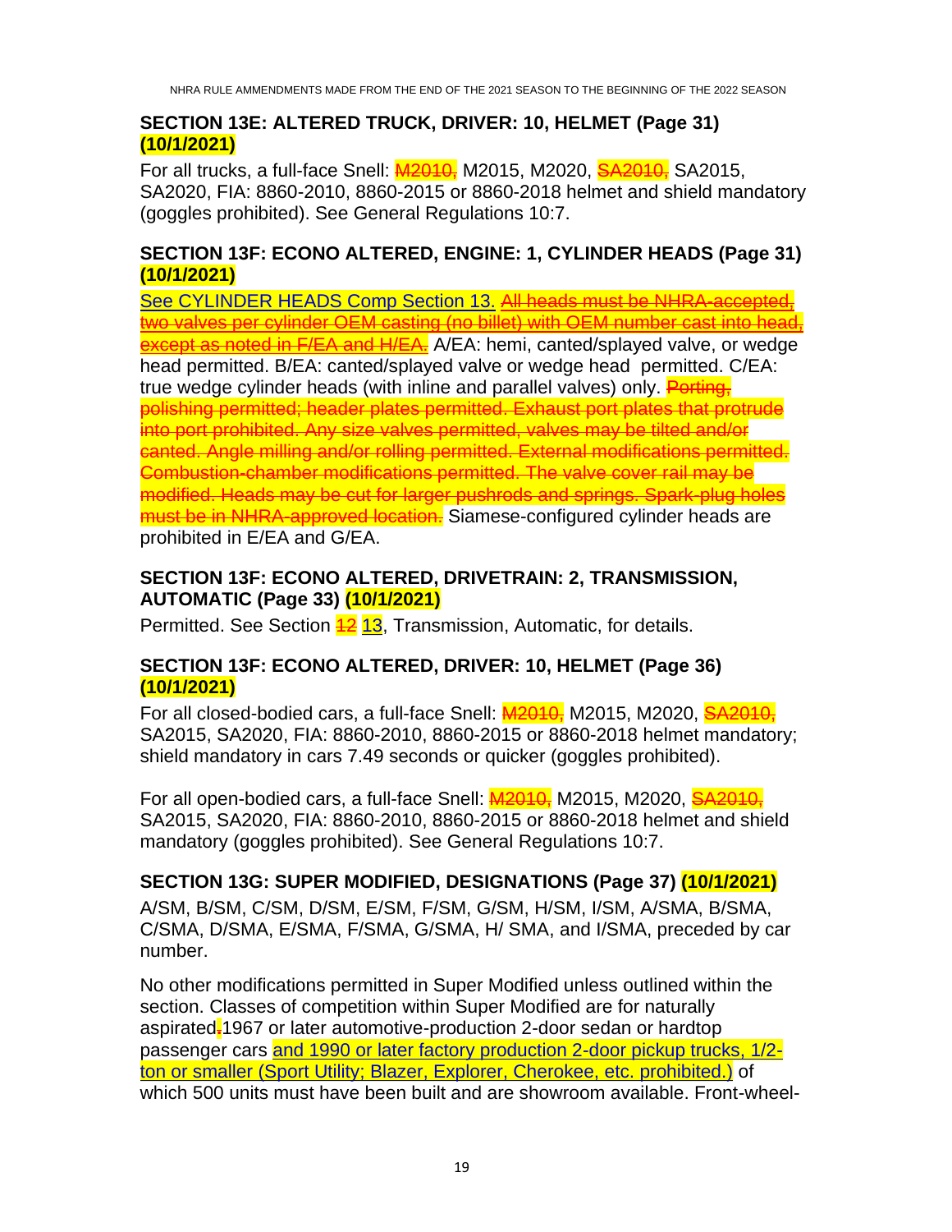## SECTION 13E: ALTERED TRUCK, DRIVER: 10, HELMET (Page 31) (10/1/2021)

For all trucks, a full-face Snell: ~~M2010,~~ M2015, M2020, ~~SA2010,~~ SA2015, SA2020, FIA: 8860-2010, 8860-2015 or 8860-2018 helmet and shield mandatory (goggles prohibited). See General Regulations 10:7.

## SECTION 13F: ECONO ALTERED, ENGINE: 1, CYLINDER HEADS (Page 31) (10/1/2021)

See CYLINDER HEADS Comp Section 13. ~~All heads must be NHRA-accepted, two valves per cylinder OEM casting (no billet) with OEM number cast into head, except as noted in F/EA and H/EA.~~ A/EA: hemi, canted/splayed valve, or wedge head permitted. B/EA: canted/splayed valve or wedge head permitted. C/EA: true wedge cylinder heads (with inline and parallel valves) only. ~~Porting, polishing permitted; header plates permitted. Exhaust port plates that protrude into port prohibited. Any size valves permitted, valves may be tilted and/or canted. Angle milling and/or rolling permitted. External modifications permitted. Combustion-chamber modifications permitted. The valve cover rail may be modified. Heads may be cut for larger pushrods and springs. Spark-plug holes must be in NHRA-approved location.~~ Siamese-configured cylinder heads are prohibited in E/EA and G/EA.

## SECTION 13F: ECONO ALTERED, DRIVETRAIN: 2, TRANSMISSION, AUTOMATIC (Page 33) (10/1/2021)

Permitted. See Section ~~12~~ 13, Transmission, Automatic, for details.

## SECTION 13F: ECONO ALTERED, DRIVER: 10, HELMET (Page 36) (10/1/2021)

For all closed-bodied cars, a full-face Snell: ~~M2010,~~ M2015, M2020, ~~SA2010,~~ SA2015, SA2020, FIA: 8860-2010, 8860-2015 or 8860-2018 helmet mandatory; shield mandatory in cars 7.49 seconds or quicker (goggles prohibited).

For all open-bodied cars, a full-face Snell: ~~M2010,~~ M2015, M2020, ~~SA2010,~~ SA2015, SA2020, FIA: 8860-2010, 8860-2015 or 8860-2018 helmet and shield mandatory (goggles prohibited). See General Regulations 10:7.

## SECTION 13G: SUPER MODIFIED, DESIGNATIONS (Page 37) (10/1/2021)

A/SM, B/SM, C/SM, D/SM, E/SM, F/SM, G/SM, H/SM, I/SM, A/SMA, B/SMA, C/SMA, D/SMA, E/SMA, F/SMA, G/SMA, H/ SMA, and I/SMA, preceded by car number.

No other modifications permitted in Super Modified unless outlined within the section. Classes of competition within Super Modified are for naturally aspirated~~,~~ 1967 or later automotive-production 2-door sedan or hardtop passenger cars and 1990 or later factory production 2-door pickup trucks, 1/2-ton or smaller (Sport Utility; Blazer, Explorer, Cherokee, etc. prohibited.) of which 500 units must have been built and are showroom available. Front-wheel-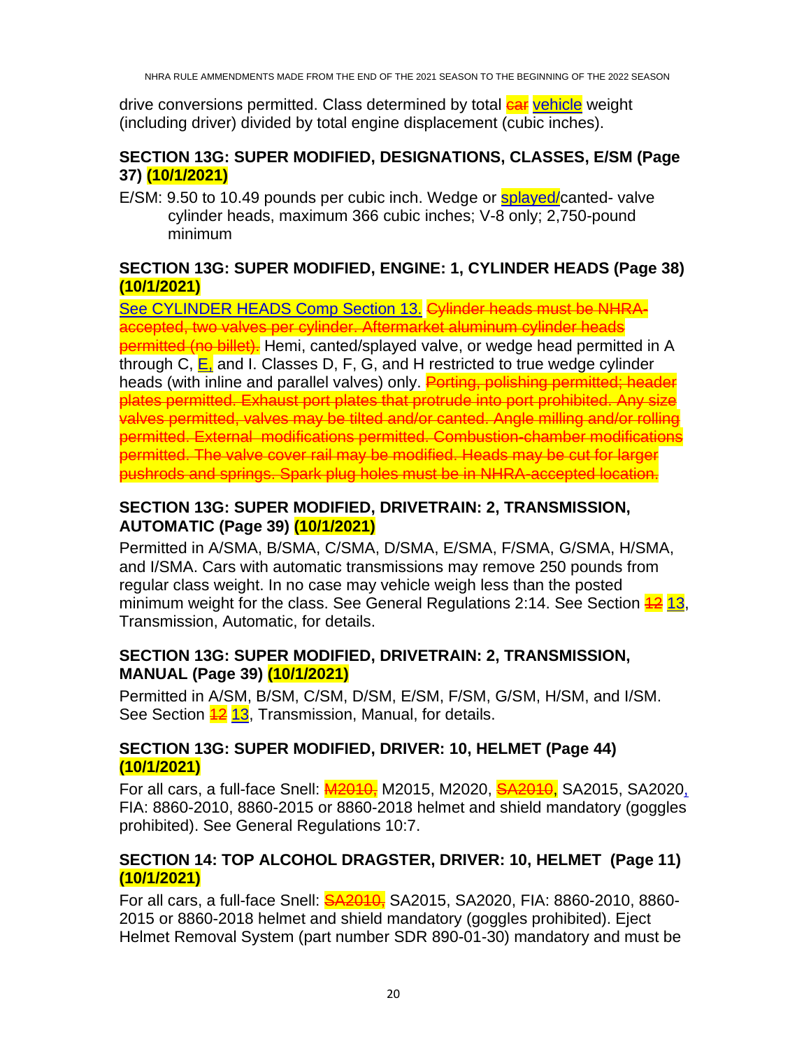drive conversions permitted. Class determined by total ~~car~~ vehicle weight (including driver) divided by total engine displacement (cubic inches).

### SECTION 13G: SUPER MODIFIED, DESIGNATIONS, CLASSES, E/SM (Page 37) (10/1/2021)

E/SM: 9.50 to 10.49 pounds per cubic inch. Wedge or splayed/canted- valve cylinder heads, maximum 366 cubic inches; V-8 only; 2,750-pound minimum

### SECTION 13G: SUPER MODIFIED, ENGINE: 1, CYLINDER HEADS (Page 38) (10/1/2021)

See CYLINDER HEADS Comp Section 13. ~~Cylinder heads must be NHRA-accepted, two valves per cylinder. Aftermarket aluminum cylinder heads permitted (no billet).~~ Hemi, canted/splayed valve, or wedge head permitted in A through C, E, and I. Classes D, F, G, and H restricted to true wedge cylinder heads (with inline and parallel valves) only. ~~Porting, polishing permitted; header plates permitted. Exhaust port plates that protrude into port prohibited. Any size valves permitted, valves may be tilted and/or canted. Angle milling and/or rolling permitted. External modifications permitted. Combustion-chamber modifications permitted. The valve cover rail may be modified. Heads may be cut for larger pushrods and springs. Spark plug holes must be in NHRA-accepted location.~~

### SECTION 13G: SUPER MODIFIED, DRIVETRAIN: 2, TRANSMISSION, AUTOMATIC (Page 39) (10/1/2021)

Permitted in A/SMA, B/SMA, C/SMA, D/SMA, E/SMA, F/SMA, G/SMA, H/SMA, and I/SMA. Cars with automatic transmissions may remove 250 pounds from regular class weight. In no case may vehicle weigh less than the posted minimum weight for the class. See General Regulations 2:14. See Section ~~12~~ 13, Transmission, Automatic, for details.

### SECTION 13G: SUPER MODIFIED, DRIVETRAIN: 2, TRANSMISSION, MANUAL (Page 39) (10/1/2021)

Permitted in A/SM, B/SM, C/SM, D/SM, E/SM, F/SM, G/SM, H/SM, and I/SM. See Section ~~12~~ 13, Transmission, Manual, for details.

### SECTION 13G: SUPER MODIFIED, DRIVER: 10, HELMET (Page 44) (10/1/2021)

For all cars, a full-face Snell: ~~M2010,~~ M2015, M2020, ~~SA2010,~~ SA2015, SA2020, FIA: 8860-2010, 8860-2015 or 8860-2018 helmet and shield mandatory (goggles prohibited). See General Regulations 10:7.

### SECTION 14: TOP ALCOHOL DRAGSTER, DRIVER: 10, HELMET (Page 11) (10/1/2021)

For all cars, a full-face Snell: ~~SA2010,~~ SA2015, SA2020, FIA: 8860-2010, 8860-2015 or 8860-2018 helmet and shield mandatory (goggles prohibited). Eject Helmet Removal System (part number SDR 890-01-30) mandatory and must be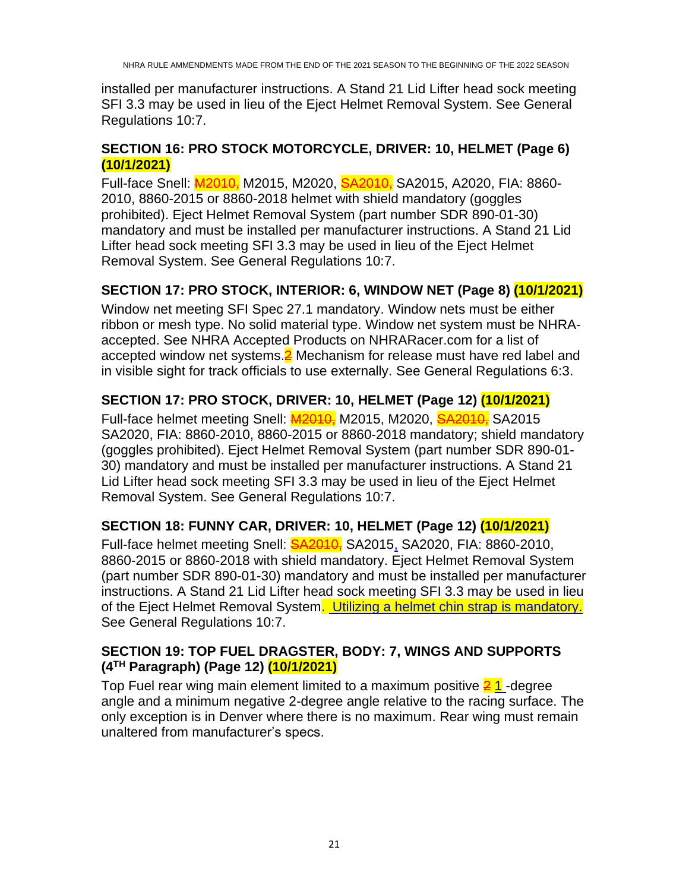installed per manufacturer instructions. A Stand 21 Lid Lifter head sock meeting SFI 3.3 may be used in lieu of the Eject Helmet Removal System. See General Regulations 10:7.

### SECTION 16: PRO STOCK MOTORCYCLE, DRIVER: 10, HELMET (Page 6) (10/1/2021)

Full-face Snell: ~~M2010,~~ M2015, M2020, ~~SA2010,~~ SA2015, A2020, FIA: 8860-2010, 8860-2015 or 8860-2018 helmet with shield mandatory (goggles prohibited). Eject Helmet Removal System (part number SDR 890-01-30) mandatory and must be installed per manufacturer instructions. A Stand 21 Lid Lifter head sock meeting SFI 3.3 may be used in lieu of the Eject Helmet Removal System. See General Regulations 10:7.

### SECTION 17: PRO STOCK, INTERIOR: 6, WINDOW NET (Page 8) (10/1/2021)

Window net meeting SFI Spec 27.1 mandatory. Window nets must be either ribbon or mesh type. No solid material type. Window net system must be NHRA-accepted. See NHRA Accepted Products on NHRARacer.com for a list of accepted window net systems.2 Mechanism for release must have red label and in visible sight for track officials to use externally. See General Regulations 6:3.

### SECTION 17: PRO STOCK, DRIVER: 10, HELMET (Page 12) (10/1/2021)

Full-face helmet meeting Snell: ~~M2010,~~ M2015, M2020, ~~SA2010,~~ SA2015 SA2020, FIA: 8860-2010, 8860-2015 or 8860-2018 mandatory; shield mandatory (goggles prohibited). Eject Helmet Removal System (part number SDR 890-01-30) mandatory and must be installed per manufacturer instructions. A Stand 21 Lid Lifter head sock meeting SFI 3.3 may be used in lieu of the Eject Helmet Removal System. See General Regulations 10:7.

### SECTION 18: FUNNY CAR, DRIVER: 10, HELMET (Page 12) (10/1/2021)

Full-face helmet meeting Snell: ~~SA2010,~~ SA2015, SA2020, FIA: 8860-2010, 8860-2015 or 8860-2018 with shield mandatory. Eject Helmet Removal System (part number SDR 890-01-30) mandatory and must be installed per manufacturer instructions. A Stand 21 Lid Lifter head sock meeting SFI 3.3 may be used in lieu of the Eject Helmet Removal System. Utilizing a helmet chin strap is mandatory. See General Regulations 10:7.

### SECTION 19: TOP FUEL DRAGSTER, BODY: 7, WINGS AND SUPPORTS (4TH Paragraph) (Page 12) (10/1/2021)

Top Fuel rear wing main element limited to a maximum positive ~~2~~ 1 -degree angle and a minimum negative 2-degree angle relative to the racing surface. The only exception is in Denver where there is no maximum. Rear wing must remain unaltered from manufacturer's specs.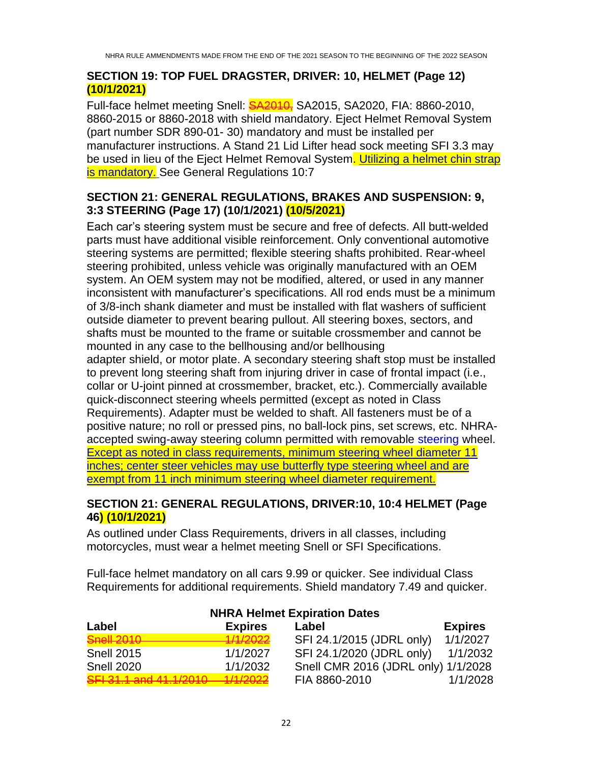## SECTION 19: TOP FUEL DRAGSTER, DRIVER: 10, HELMET (Page 12) (10/1/2021)

Full-face helmet meeting Snell: ~~SA2010,~~ SA2015, SA2020, FIA: 8860-2010, 8860-2015 or 8860-2018 with shield mandatory. Eject Helmet Removal System (part number SDR 890-01- 30) mandatory and must be installed per manufacturer instructions. A Stand 21 Lid Lifter head sock meeting SFI 3.3 may be used in lieu of the Eject Helmet Removal System. Utilizing a helmet chin strap is mandatory. See General Regulations 10:7

## SECTION 21: GENERAL REGULATIONS, BRAKES AND SUSPENSION: 9, 3:3 STEERING (Page 17) (10/1/2021) (10/5/2021)

Each car's steering system must be secure and free of defects. All butt-welded parts must have additional visible reinforcement. Only conventional automotive steering systems are permitted; flexible steering shafts prohibited. Rear-wheel steering prohibited, unless vehicle was originally manufactured with an OEM system. An OEM system may not be modified, altered, or used in any manner inconsistent with manufacturer's specifications. All rod ends must be a minimum of 3/8-inch shank diameter and must be installed with flat washers of sufficient outside diameter to prevent bearing pullout. All steering boxes, sectors, and shafts must be mounted to the frame or suitable crossmember and cannot be mounted in any case to the bellhousing and/or bellhousing adapter shield, or motor plate. A secondary steering shaft stop must be installed to prevent long steering shaft from injuring driver in case of frontal impact (i.e., collar or U-joint pinned at crossmember, bracket, etc.). Commercially available quick-disconnect steering wheels permitted (except as noted in Class Requirements). Adapter must be welded to shaft. All fasteners must be of a positive nature; no roll or pressed pins, no ball-lock pins, set screws, etc. NHRA-accepted swing-away steering column permitted with removable steering wheel. Except as noted in class requirements, minimum steering wheel diameter 11 inches; center steer vehicles may use butterfly type steering wheel and are exempt from 11 inch minimum steering wheel diameter requirement.

## SECTION 21: GENERAL REGULATIONS, DRIVER:10, 10:4 HELMET (Page 46) (10/1/2021)

As outlined under Class Requirements, drivers in all classes, including motorcycles, must wear a helmet meeting Snell or SFI Specifications.

Full-face helmet mandatory on all cars 9.99 or quicker. See individual Class Requirements for additional requirements. Shield mandatory 7.49 and quicker.

**NHRA Helmet Expiration Dates**

| Label | Expires | Label | Expires |
|---|---|---|---|
| ~~Snell 2010~~ | ~~1/1/2022~~ | SFI 24.1/2015 (JDRL only) | 1/1/2027 |
| Snell 2015 | 1/1/2027 | SFI 24.1/2020 (JDRL only) | 1/1/2032 |
| Snell 2020 | 1/1/2032 | Snell CMR 2016 (JDRL only) | 1/1/2028 |
| ~~SFI 31.1 and 41.1/2010~~ | ~~1/1/2022~~ | FIA 8860-2010 | 1/1/2028 |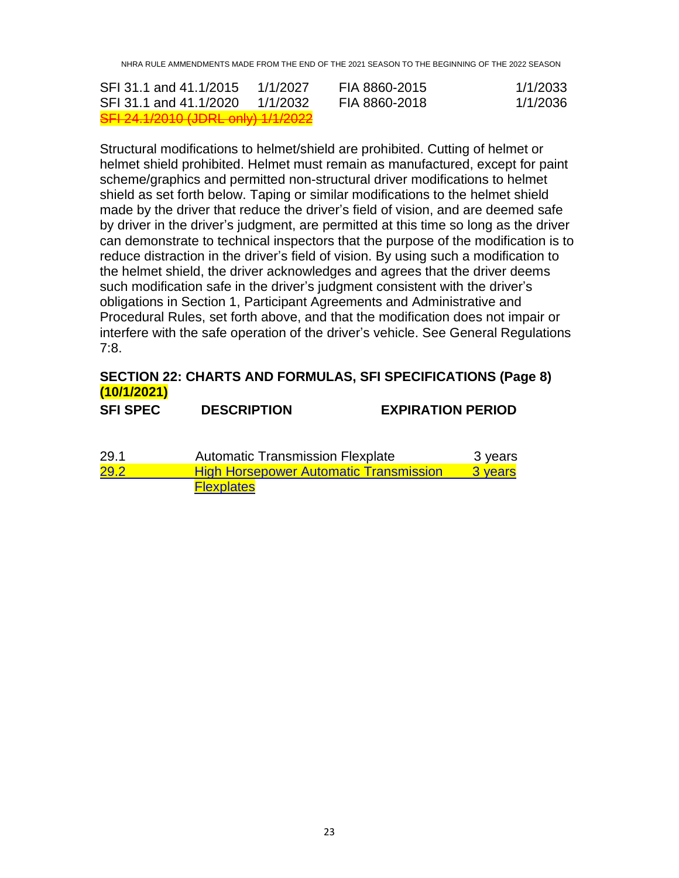| | | | |
|---|---|---|---|
| SFI 31.1 and 41.1/2015 | 1/1/2027 | FIA 8860-2015 | 1/1/2033 |
| SFI 31.1 and 41.1/2020 | 1/1/2032 | FIA 8860-2018 | 1/1/2036 |
| ~~SFI 24.1/2010 (JDRL only) 1/1/2022~~ | | | |

Structural modifications to helmet/shield are prohibited. Cutting of helmet or helmet shield prohibited. Helmet must remain as manufactured, except for paint scheme/graphics and permitted non-structural driver modifications to helmet shield as set forth below. Taping or similar modifications to the helmet shield made by the driver that reduce the driver's field of vision, and are deemed safe by driver in the driver's judgment, are permitted at this time so long as the driver can demonstrate to technical inspectors that the purpose of the modification is to reduce distraction in the driver's field of vision. By using such a modification to the helmet shield, the driver acknowledges and agrees that the driver deems such modification safe in the driver's judgment consistent with the driver's obligations in Section 1, Participant Agreements and Administrative and Procedural Rules, set forth above, and that the modification does not impair or interfere with the safe operation of the driver's vehicle. See General Regulations 7:8.

## SECTION 22: CHARTS AND FORMULAS, SFI SPECIFICATIONS (Page 8) (10/1/2021)

| SFI SPEC | DESCRIPTION | EXPIRATION PERIOD |
|---|---|---|
| 29.1 | Automatic Transmission Flexplate | 3 years |
| 29.2 | High Horsepower Automatic Transmission Flexplates | 3 years |